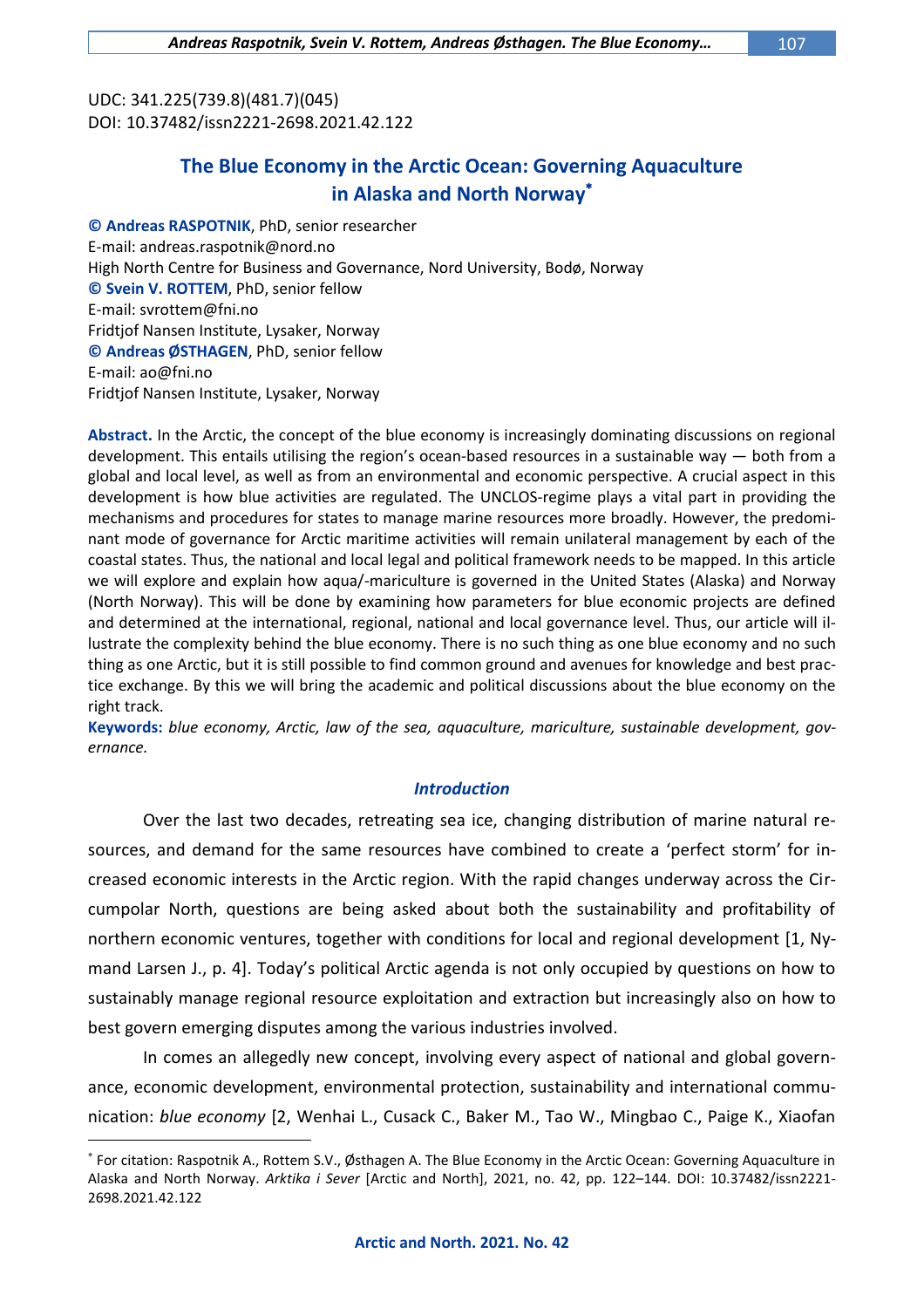UDC: 341.225(739.8)(481.7)(045)
DOI: 10.37482/issn2221-2698.2021.42.122

# The Blue Economy in the Arctic Ocean: Governing Aquaculture in Alaska and North Norway*

**© Andreas RASPOTNIK**, PhD, senior researcher
E-mail: andreas.raspotnik@nord.no
High North Centre for Business and Governance, Nord University, Bodø, Norway
**© Svein V. ROTTEM**, PhD, senior fellow
E-mail: svrottem@fni.no
Fridtjof Nansen Institute, Lysaker, Norway
**© Andreas ØSTHAGEN**, PhD, senior fellow
E-mail: ao@fni.no
Fridtjof Nansen Institute, Lysaker, Norway

**Abstract.** In the Arctic, the concept of the blue economy is increasingly dominating discussions on regional development. This entails utilising the region's ocean-based resources in a sustainable way — both from a global and local level, as well as from an environmental and economic perspective. A crucial aspect in this development is how blue activities are regulated. The UNCLOS-regime plays a vital part in providing the mechanisms and procedures for states to manage marine resources more broadly. However, the predominant mode of governance for Arctic maritime activities will remain unilateral management by each of the coastal states. Thus, the national and local legal and political framework needs to be mapped. In this article we will explore and explain how aqua/-mariculture is governed in the United States (Alaska) and Norway (North Norway). This will be done by examining how parameters for blue economic projects are defined and determined at the international, regional, national and local governance level. Thus, our article will illustrate the complexity behind the blue economy. There is no such thing as one blue economy and no such thing as one Arctic, but it is still possible to find common ground and avenues for knowledge and best practice exchange. By this we will bring the academic and political discussions about the blue economy on the right track.

**Keywords:** *blue economy, Arctic, law of the sea, aquaculture, mariculture, sustainable development, governance.*

## *Introduction*

Over the last two decades, retreating sea ice, changing distribution of marine natural resources, and demand for the same resources have combined to create a 'perfect storm' for increased economic interests in the Arctic region. With the rapid changes underway across the Circumpolar North, questions are being asked about both the sustainability and profitability of northern economic ventures, together with conditions for local and regional development [1, Nymand Larsen J., p. 4]. Today's political Arctic agenda is not only occupied by questions on how to sustainably manage regional resource exploitation and extraction but increasingly also on how to best govern emerging disputes among the various industries involved.

In comes an allegedly new concept, involving every aspect of national and global governance, economic development, environmental protection, sustainability and international communication: *blue economy* [2, Wenhai L., Cusack C., Baker M., Tao W., Mingbao C., Paige K., Xiaofan

---

* For citation: Raspotnik A., Rottem S.V., Østhagen A. The Blue Economy in the Arctic Ocean: Governing Aquaculture in Alaska and North Norway. *Arktika i Sever* [Arctic and North], 2021, no. 42, pp. 122–144. DOI: 10.37482/issn2221-2698.2021.42.122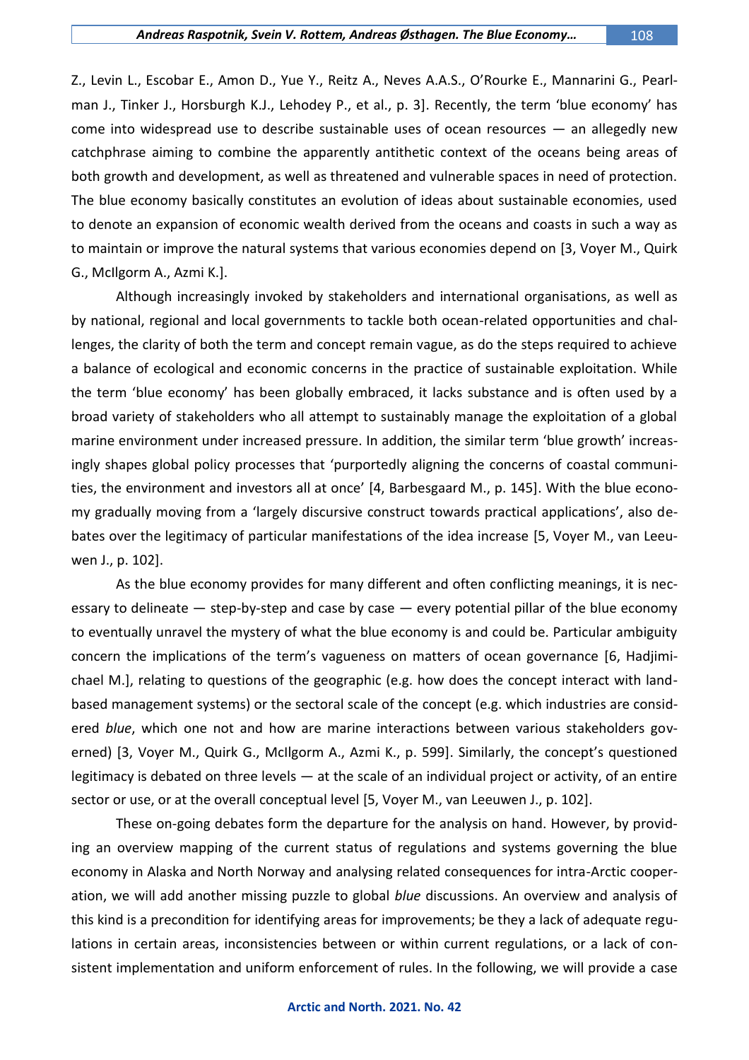Z., Levin L., Escobar E., Amon D., Yue Y., Reitz A., Neves A.A.S., O'Rourke E., Mannarini G., Pearlman J., Tinker J., Horsburgh K.J., Lehodey P., et al., p. 3]. Recently, the term 'blue economy' has come into widespread use to describe sustainable uses of ocean resources — an allegedly new catchphrase aiming to combine the apparently antithetic context of the oceans being areas of both growth and development, as well as threatened and vulnerable spaces in need of protection. The blue economy basically constitutes an evolution of ideas about sustainable economies, used to denote an expansion of economic wealth derived from the oceans and coasts in such a way as to maintain or improve the natural systems that various economies depend on [3, Voyer M., Quirk G., McIlgorm A., Azmi K.].

Although increasingly invoked by stakeholders and international organisations, as well as by national, regional and local governments to tackle both ocean-related opportunities and challenges, the clarity of both the term and concept remain vague, as do the steps required to achieve a balance of ecological and economic concerns in the practice of sustainable exploitation. While the term 'blue economy' has been globally embraced, it lacks substance and is often used by a broad variety of stakeholders who all attempt to sustainably manage the exploitation of a global marine environment under increased pressure. In addition, the similar term 'blue growth' increasingly shapes global policy processes that 'purportedly aligning the concerns of coastal communities, the environment and investors all at once' [4, Barbesgaard M., p. 145]. With the blue economy gradually moving from a 'largely discursive construct towards practical applications', also debates over the legitimacy of particular manifestations of the idea increase [5, Voyer M., van Leeuwen J., p. 102].

As the blue economy provides for many different and often conflicting meanings, it is necessary to delineate — step-by-step and case by case — every potential pillar of the blue economy to eventually unravel the mystery of what the blue economy is and could be. Particular ambiguity concern the implications of the term's vagueness on matters of ocean governance [6, Hadjimichael M.], relating to questions of the geographic (e.g. how does the concept interact with land-based management systems) or the sectoral scale of the concept (e.g. which industries are considered *blue*, which one not and how are marine interactions between various stakeholders governed) [3, Voyer M., Quirk G., McIlgorm A., Azmi K., p. 599]. Similarly, the concept's questioned legitimacy is debated on three levels — at the scale of an individual project or activity, of an entire sector or use, or at the overall conceptual level [5, Voyer M., van Leeuwen J., p. 102].

These on-going debates form the departure for the analysis on hand. However, by providing an overview mapping of the current status of regulations and systems governing the blue economy in Alaska and North Norway and analysing related consequences for intra-Arctic cooperation, we will add another missing puzzle to global *blue* discussions. An overview and analysis of this kind is a precondition for identifying areas for improvements; be they a lack of adequate regulations in certain areas, inconsistencies between or within current regulations, or a lack of consistent implementation and uniform enforcement of rules. In the following, we will provide a case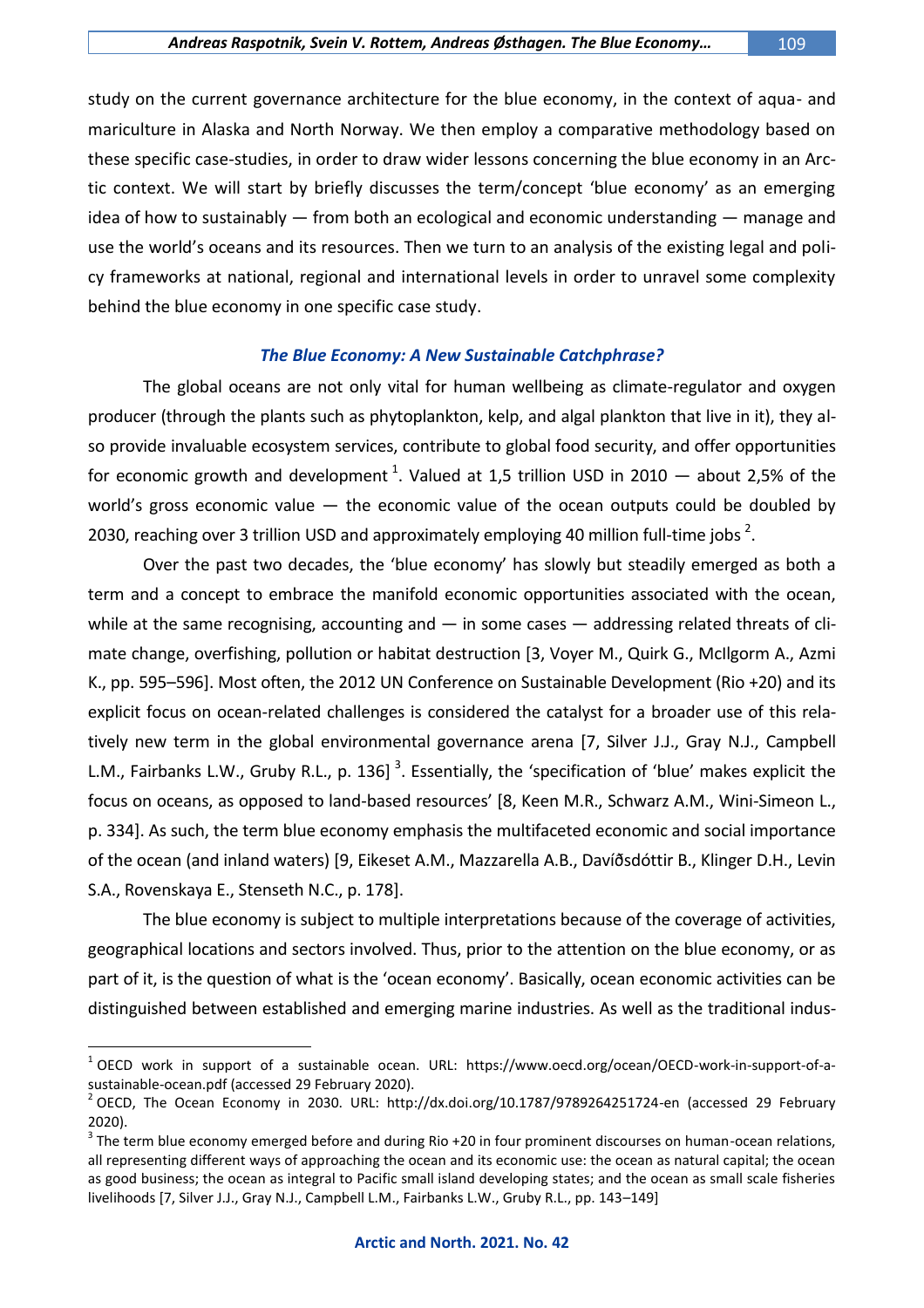study on the current governance architecture for the blue economy, in the context of aqua- and mariculture in Alaska and North Norway. We then employ a comparative methodology based on these specific case-studies, in order to draw wider lessons concerning the blue economy in an Arctic context. We will start by briefly discusses the term/concept 'blue economy' as an emerging idea of how to sustainably — from both an ecological and economic understanding — manage and use the world's oceans and its resources. Then we turn to an analysis of the existing legal and policy frameworks at national, regional and international levels in order to unravel some complexity behind the blue economy in one specific case study.

## *The Blue Economy: A New Sustainable Catchphrase?*

The global oceans are not only vital for human wellbeing as climate-regulator and oxygen producer (through the plants such as phytoplankton, kelp, and algal plankton that live in it), they also provide invaluable ecosystem services, contribute to global food security, and offer opportunities for economic growth and development [1]. Valued at 1,5 trillion USD in 2010 — about 2,5% of the world's gross economic value — the economic value of the ocean outputs could be doubled by 2030, reaching over 3 trillion USD and approximately employing 40 million full-time jobs [2].

Over the past two decades, the 'blue economy' has slowly but steadily emerged as both a term and a concept to embrace the manifold economic opportunities associated with the ocean, while at the same recognising, accounting and — in some cases — addressing related threats of climate change, overfishing, pollution or habitat destruction [3, Voyer M., Quirk G., McIlgorm A., Azmi K., pp. 595–596]. Most often, the 2012 UN Conference on Sustainable Development (Rio +20) and its explicit focus on ocean-related challenges is considered the catalyst for a broader use of this relatively new term in the global environmental governance arena [7, Silver J.J., Gray N.J., Campbell L.M., Fairbanks L.W., Gruby R.L., p. 136] [3]. Essentially, the 'specification of 'blue' makes explicit the focus on oceans, as opposed to land-based resources' [8, Keen M.R., Schwarz A.M., Wini-Simeon L., p. 334]. As such, the term blue economy emphasis the multifaceted economic and social importance of the ocean (and inland waters) [9, Eikeset A.M., Mazzarella A.B., Davíðsdóttir B., Klinger D.H., Levin S.A., Rovenskaya E., Stenseth N.C., p. 178].

The blue economy is subject to multiple interpretations because of the coverage of activities, geographical locations and sectors involved. Thus, prior to the attention on the blue economy, or as part of it, is the question of what is the 'ocean economy'. Basically, ocean economic activities can be distinguished between established and emerging marine industries. As well as the traditional indus-

---

[1] OECD work in support of a sustainable ocean. URL: https://www.oecd.org/ocean/OECD-work-in-support-of-a-sustainable-ocean.pdf (accessed 29 February 2020).

[2] OECD, The Ocean Economy in 2030. URL: http://dx.doi.org/10.1787/9789264251724-en (accessed 29 February 2020).

[3] The term blue economy emerged before and during Rio +20 in four prominent discourses on human-ocean relations, all representing different ways of approaching the ocean and its economic use: the ocean as natural capital; the ocean as good business; the ocean as integral to Pacific small island developing states; and the ocean as small scale fisheries livelihoods [7, Silver J.J., Gray N.J., Campbell L.M., Fairbanks L.W., Gruby R.L., pp. 143–149]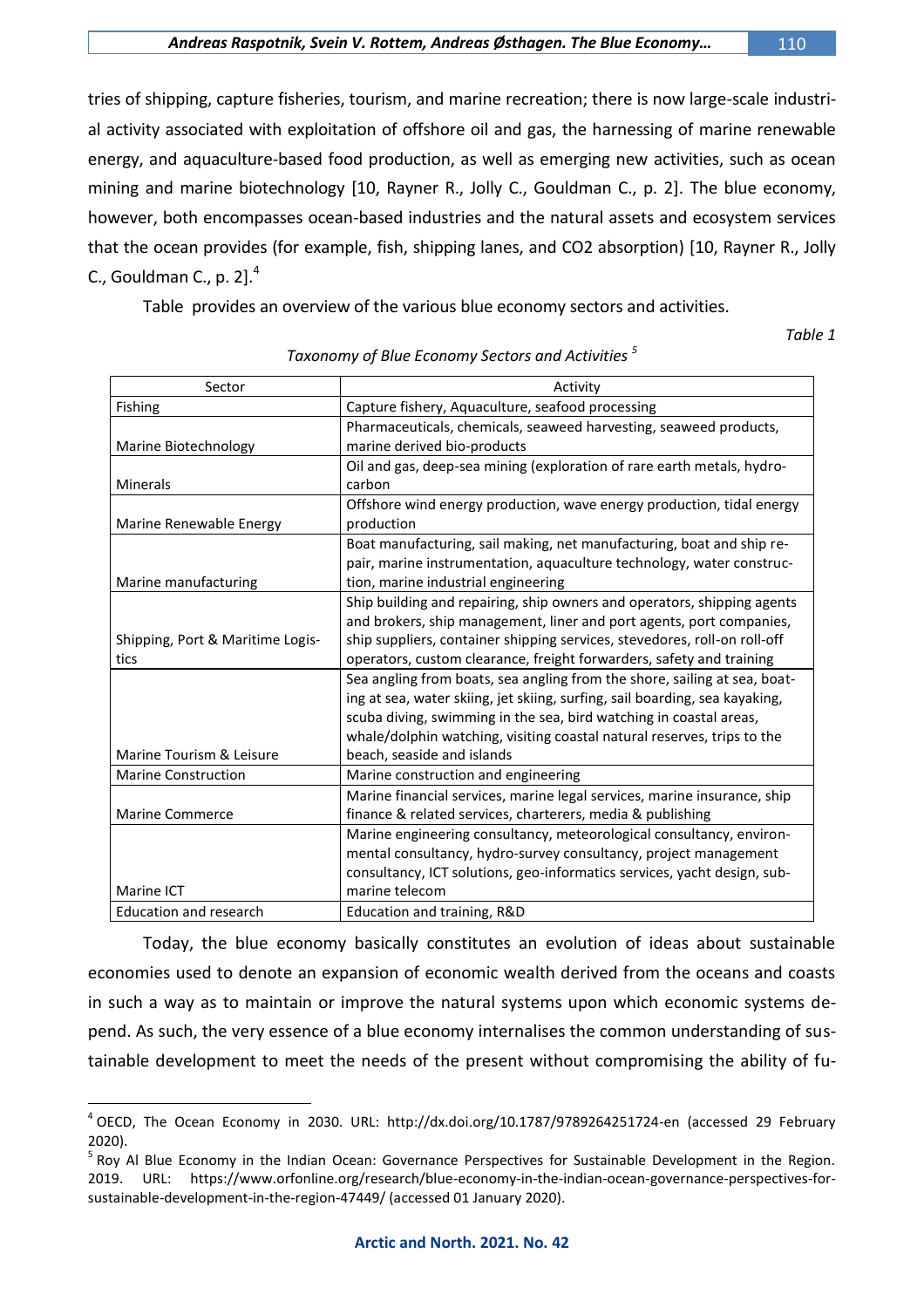tries of shipping, capture fisheries, tourism, and marine recreation; there is now large-scale industrial activity associated with exploitation of offshore oil and gas, the harnessing of marine renewable energy, and aquaculture-based food production, as well as emerging new activities, such as ocean mining and marine biotechnology [10, Rayner R., Jolly C., Gouldman C., p. 2]. The blue economy, however, both encompasses ocean-based industries and the natural assets and ecosystem services that the ocean provides (for example, fish, shipping lanes, and $CO_2$ absorption) [10, Rayner R., Jolly C., Gouldman C., p. 2].[4]

Table provides an overview of the various blue economy sectors and activities.

*Table 1*

*Taxonomy of Blue Economy Sectors and Activities* [5]

| Sector | Activity |
|---|---|
| Fishing | Capture fishery, Aquaculture, seafood processing |
| Marine Biotechnology | Pharmaceuticals, chemicals, seaweed harvesting, seaweed products, marine derived bio-products |
| Minerals | Oil and gas, deep-sea mining (exploration of rare earth metals, hydrocarbon |
| Marine Renewable Energy | Offshore wind energy production, wave energy production, tidal energy production |
| Marine manufacturing | Boat manufacturing, sail making, net manufacturing, boat and ship repair, marine instrumentation, aquaculture technology, water construction, marine industrial engineering |
| Shipping, Port & Maritime Logistics | Ship building and repairing, ship owners and operators, shipping agents and brokers, ship management, liner and port agents, port companies, ship suppliers, container shipping services, stevedores, roll-on roll-off operators, custom clearance, freight forwarders, safety and training |
| Marine Tourism & Leisure | Sea angling from boats, sea angling from the shore, sailing at sea, boating at sea, water skiing, jet skiing, surfing, sail boarding, sea kayaking, scuba diving, swimming in the sea, bird watching in coastal areas, whale/dolphin watching, visiting coastal natural reserves, trips to the beach, seaside and islands |
| Marine Construction | Marine construction and engineering |
| Marine Commerce | Marine financial services, marine legal services, marine insurance, ship finance & related services, charterers, media & publishing |
| Marine ICT | Marine engineering consultancy, meteorological consultancy, environmental consultancy, hydro-survey consultancy, project management consultancy, ICT solutions, geo-informatics services, yacht design, submarine telecom |
| Education and research | Education and training, R&D |

Today, the blue economy basically constitutes an evolution of ideas about sustainable economies used to denote an expansion of economic wealth derived from the oceans and coasts in such a way as to maintain or improve the natural systems upon which economic systems depend. As such, the very essence of a blue economy internalises the common understanding of sustainable development to meet the needs of the present without compromising the ability of fu-

---

[4] OECD, The Ocean Economy in 2030. URL: http://dx.doi.org/10.1787/9789264251724-en (accessed 29 February 2020).

[5] Roy Al Blue Economy in the Indian Ocean: Governance Perspectives for Sustainable Development in the Region. 2019. URL: https://www.orfonline.org/research/blue-economy-in-the-indian-ocean-governance-perspectives-for-sustainable-development-in-the-region-47449/ (accessed 01 January 2020).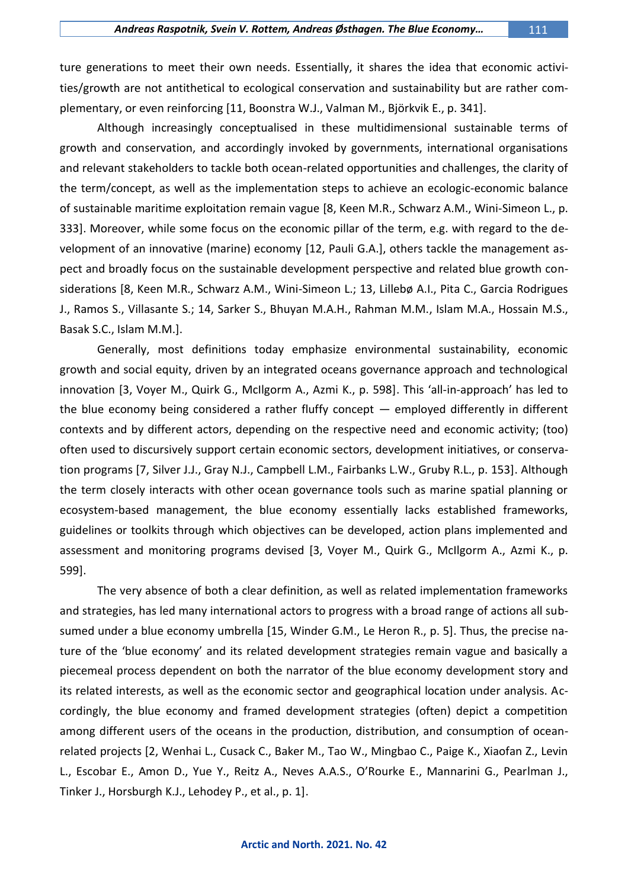ture generations to meet their own needs. Essentially, it shares the idea that economic activities/growth are not antithetical to ecological conservation and sustainability but are rather complementary, or even reinforcing [11, Boonstra W.J., Valman M., Björkvik E., p. 341].

Although increasingly conceptualised in these multidimensional sustainable terms of growth and conservation, and accordingly invoked by governments, international organisations and relevant stakeholders to tackle both ocean-related opportunities and challenges, the clarity of the term/concept, as well as the implementation steps to achieve an ecologic-economic balance of sustainable maritime exploitation remain vague [8, Keen M.R., Schwarz A.M., Wini-Simeon L., p. 333]. Moreover, while some focus on the economic pillar of the term, e.g. with regard to the development of an innovative (marine) economy [12, Pauli G.A.], others tackle the management aspect and broadly focus on the sustainable development perspective and related blue growth considerations [8, Keen M.R., Schwarz A.M., Wini-Simeon L.; 13, Lillebø A.I., Pita C., Garcia Rodrigues J., Ramos S., Villasante S.; 14, Sarker S., Bhuyan M.A.H., Rahman M.M., Islam M.A., Hossain M.S., Basak S.C., Islam M.M.].

Generally, most definitions today emphasize environmental sustainability, economic growth and social equity, driven by an integrated oceans governance approach and technological innovation [3, Voyer M., Quirk G., McIlgorm A., Azmi K., p. 598]. This 'all-in-approach' has led to the blue economy being considered a rather fluffy concept — employed differently in different contexts and by different actors, depending on the respective need and economic activity; (too) often used to discursively support certain economic sectors, development initiatives, or conservation programs [7, Silver J.J., Gray N.J., Campbell L.M., Fairbanks L.W., Gruby R.L., p. 153]. Although the term closely interacts with other ocean governance tools such as marine spatial planning or ecosystem-based management, the blue economy essentially lacks established frameworks, guidelines or toolkits through which objectives can be developed, action plans implemented and assessment and monitoring programs devised [3, Voyer M., Quirk G., McIlgorm A., Azmi K., p. 599].

The very absence of both a clear definition, as well as related implementation frameworks and strategies, has led many international actors to progress with a broad range of actions all subsumed under a blue economy umbrella [15, Winder G.M., Le Heron R., p. 5]. Thus, the precise nature of the 'blue economy' and its related development strategies remain vague and basically a piecemeal process dependent on both the narrator of the blue economy development story and its related interests, as well as the economic sector and geographical location under analysis. Accordingly, the blue economy and framed development strategies (often) depict a competition among different users of the oceans in the production, distribution, and consumption of ocean-related projects [2, Wenhai L., Cusack C., Baker M., Tao W., Mingbao C., Paige K., Xiaofan Z., Levin L., Escobar E., Amon D., Yue Y., Reitz A., Neves A.A.S., O'Rourke E., Mannarini G., Pearlman J., Tinker J., Horsburgh K.J., Lehodey P., et al., p. 1].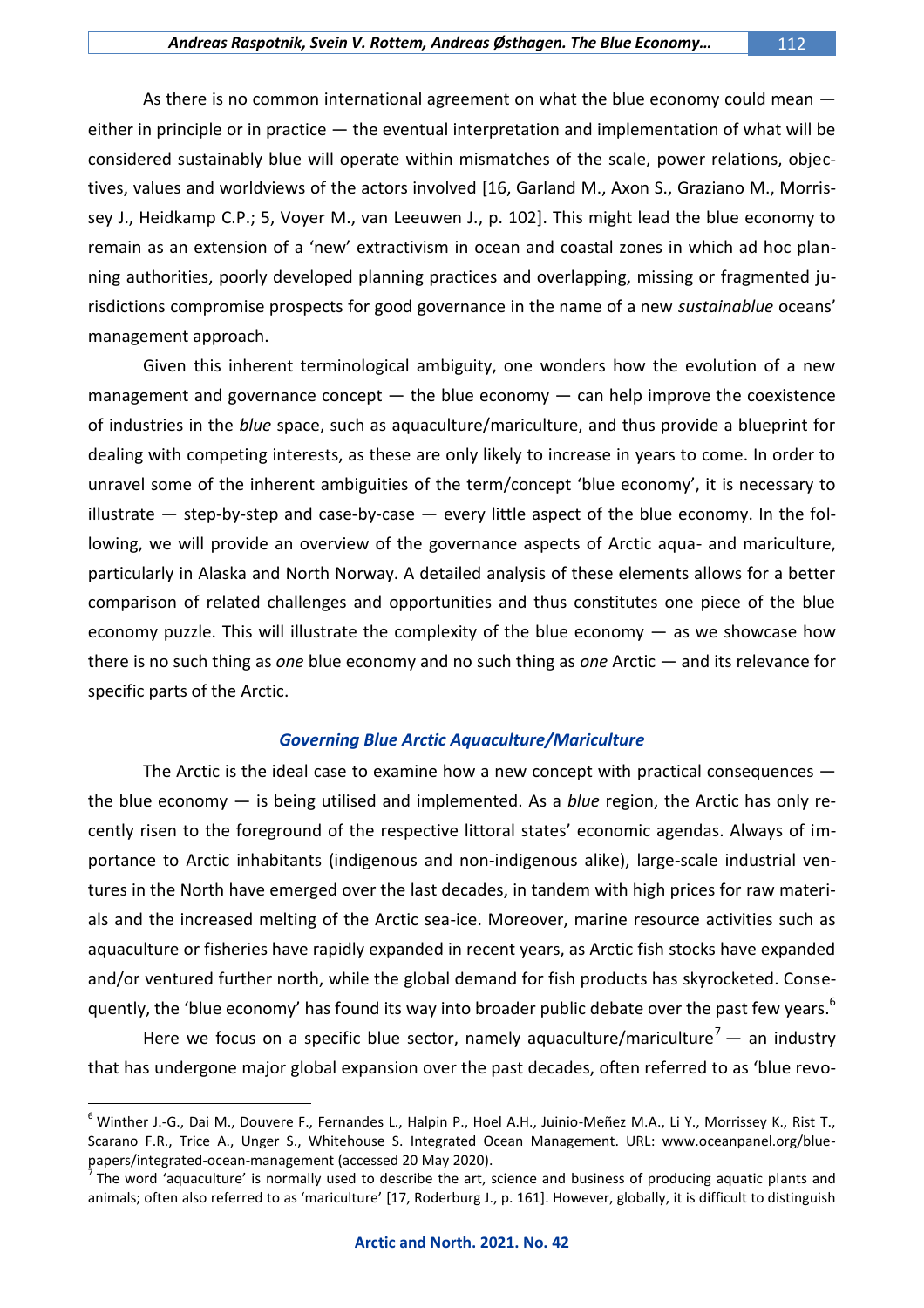As there is no common international agreement on what the blue economy could mean — either in principle or in practice — the eventual interpretation and implementation of what will be considered sustainably blue will operate within mismatches of the scale, power relations, objectives, values and worldviews of the actors involved [16, Garland M., Axon S., Graziano M., Morrissey J., Heidkamp C.P.; 5, Voyer M., van Leeuwen J., p. 102]. This might lead the blue economy to remain as an extension of a 'new' extractivism in ocean and coastal zones in which ad hoc planning authorities, poorly developed planning practices and overlapping, missing or fragmented jurisdictions compromise prospects for good governance in the name of a new *sustainablue* oceans' management approach.

Given this inherent terminological ambiguity, one wonders how the evolution of a new management and governance concept — the blue economy — can help improve the coexistence of industries in the *blue* space, such as aquaculture/mariculture, and thus provide a blueprint for dealing with competing interests, as these are only likely to increase in years to come. In order to unravel some of the inherent ambiguities of the term/concept 'blue economy', it is necessary to illustrate — step-by-step and case-by-case — every little aspect of the blue economy. In the following, we will provide an overview of the governance aspects of Arctic aqua- and mariculture, particularly in Alaska and North Norway. A detailed analysis of these elements allows for a better comparison of related challenges and opportunities and thus constitutes one piece of the blue economy puzzle. This will illustrate the complexity of the blue economy — as we showcase how there is no such thing as *one* blue economy and no such thing as *one* Arctic — and its relevance for specific parts of the Arctic.

### *Governing Blue Arctic Aquaculture/Mariculture*

The Arctic is the ideal case to examine how a new concept with practical consequences — the blue economy — is being utilised and implemented. As a *blue* region, the Arctic has only recently risen to the foreground of the respective littoral states' economic agendas. Always of importance to Arctic inhabitants (indigenous and non-indigenous alike), large-scale industrial ventures in the North have emerged over the last decades, in tandem with high prices for raw materials and the increased melting of the Arctic sea-ice. Moreover, marine resource activities such as aquaculture or fisheries have rapidly expanded in recent years, as Arctic fish stocks have expanded and/or ventured further north, while the global demand for fish products has skyrocketed. Consequently, the 'blue economy' has found its way into broader public debate over the past few years.[6]

Here we focus on a specific blue sector, namely aquaculture/mariculture[7] — an industry that has undergone major global expansion over the past decades, often referred to as 'blue revo-

---

[6] Winther J.-G., Dai M., Douvere F., Fernandes L., Halpin P., Hoel A.H., Juinio-Meñez M.A., Li Y., Morrissey K., Rist T., Scarano F.R., Trice A., Unger S., Whitehouse S. Integrated Ocean Management. URL: www.oceanpanel.org/blue-papers/integrated-ocean-management (accessed 20 May 2020).

[7] The word 'aquaculture' is normally used to describe the art, science and business of producing aquatic plants and animals; often also referred to as 'mariculture' [17, Roderburg J., p. 161]. However, globally, it is difficult to distinguish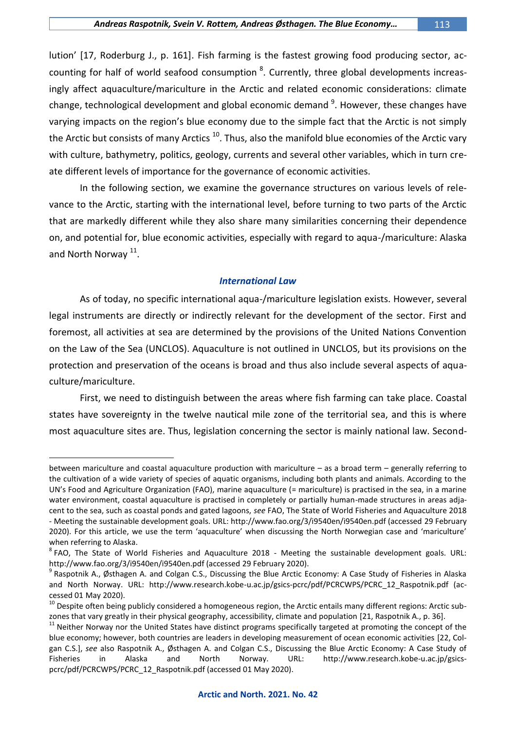lution' [17, Roderburg J., p. 161]. Fish farming is the fastest growing food producing sector, accounting for half of world seafood consumption [8]. Currently, three global developments increasingly affect aquaculture/mariculture in the Arctic and related economic considerations: climate change, technological development and global economic demand [9]. However, these changes have varying impacts on the region's blue economy due to the simple fact that the Arctic is not simply the Arctic but consists of many Arctics [10]. Thus, also the manifold blue economies of the Arctic vary with culture, bathymetry, politics, geology, currents and several other variables, which in turn create different levels of importance for the governance of economic activities.

In the following section, we examine the governance structures on various levels of relevance to the Arctic, starting with the international level, before turning to two parts of the Arctic that are markedly different while they also share many similarities concerning their dependence on, and potential for, blue economic activities, especially with regard to aqua-/mariculture: Alaska and North Norway [11].

### *International Law*

As of today, no specific international aqua-/mariculture legislation exists. However, several legal instruments are directly or indirectly relevant for the development of the sector. First and foremost, all activities at sea are determined by the provisions of the United Nations Convention on the Law of the Sea (UNCLOS). Aquaculture is not outlined in UNCLOS, but its provisions on the protection and preservation of the oceans is broad and thus also include several aspects of aquaculture/mariculture.

First, we need to distinguish between the areas where fish farming can take place. Coastal states have sovereignty in the twelve nautical mile zone of the territorial sea, and this is where most aquaculture sites are. Thus, legislation concerning the sector is mainly national law. Second-

---

between mariculture and coastal aquaculture production with mariculture – as a broad term – generally referring to the cultivation of a wide variety of species of aquatic organisms, including both plants and animals. According to the UN's Food and Agriculture Organization (FAO), marine aquaculture (= mariculture) is practised in the sea, in a marine water environment, coastal aquaculture is practised in completely or partially human-made structures in areas adjacent to the sea, such as coastal ponds and gated lagoons, *see* FAO, The State of World Fisheries and Aquaculture 2018 - Meeting the sustainable development goals. URL: http://www.fao.org/3/i9540en/i9540en.pdf (accessed 29 February 2020). For this article, we use the term 'aquaculture' when discussing the North Norwegian case and 'mariculture' when referring to Alaska.

[8] FAO, The State of World Fisheries and Aquaculture 2018 - Meeting the sustainable development goals. URL: http://www.fao.org/3/i9540en/i9540en.pdf (accessed 29 February 2020).

[9] Raspotnik A., Østhagen A. and Colgan C.S., Discussing the Blue Arctic Economy: A Case Study of Fisheries in Alaska and North Norway. URL: http://www.research.kobe-u.ac.jp/gsics-pcrc/pdf/PCRCWPS/PCRC_12_Raspotnik.pdf (accessed 01 May 2020).

[10] Despite often being publicly considered a homogeneous region, the Arctic entails many different regions: Arctic subzones that vary greatly in their physical geography, accessibility, climate and population [21, Raspotnik A., p. 36].

[11] Neither Norway nor the United States have distinct programs specifically targeted at promoting the concept of the blue economy; however, both countries are leaders in developing measurement of ocean economic activities [22, Colgan C.S.], *see* also Raspotnik A., Østhagen A. and Colgan C.S., Discussing the Blue Arctic Economy: A Case Study of Fisheries in Alaska and North Norway. URL: http://www.research.kobe-u.ac.jp/gsics-pcrc/pdf/PCRCWPS/PCRC_12_Raspotnik.pdf (accessed 01 May 2020).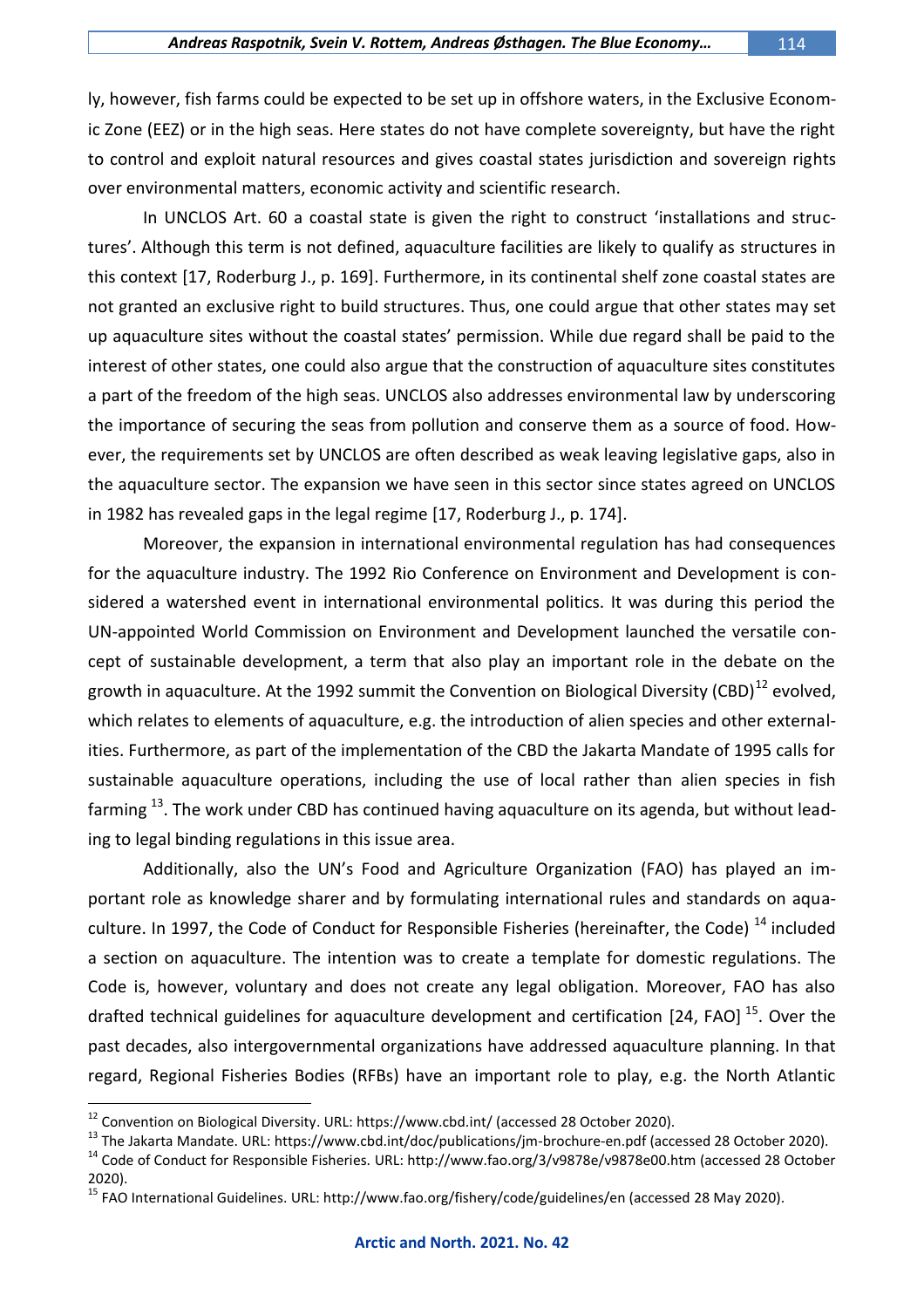ly, however, fish farms could be expected to be set up in offshore waters, in the Exclusive Economic Zone (EEZ) or in the high seas. Here states do not have complete sovereignty, but have the right to control and exploit natural resources and gives coastal states jurisdiction and sovereign rights over environmental matters, economic activity and scientific research.

In UNCLOS Art. 60 a coastal state is given the right to construct 'installations and structures'. Although this term is not defined, aquaculture facilities are likely to qualify as structures in this context [17, Roderburg J., p. 169]. Furthermore, in its continental shelf zone coastal states are not granted an exclusive right to build structures. Thus, one could argue that other states may set up aquaculture sites without the coastal states' permission. While due regard shall be paid to the interest of other states, one could also argue that the construction of aquaculture sites constitutes a part of the freedom of the high seas. UNCLOS also addresses environmental law by underscoring the importance of securing the seas from pollution and conserve them as a source of food. However, the requirements set by UNCLOS are often described as weak leaving legislative gaps, also in the aquaculture sector. The expansion we have seen in this sector since states agreed on UNCLOS in 1982 has revealed gaps in the legal regime [17, Roderburg J., p. 174].

Moreover, the expansion in international environmental regulation has had consequences for the aquaculture industry. The 1992 Rio Conference on Environment and Development is considered a watershed event in international environmental politics. It was during this period the UN-appointed World Commission on Environment and Development launched the versatile concept of sustainable development, a term that also play an important role in the debate on the growth in aquaculture. At the 1992 summit the Convention on Biological Diversity (CBD)[12] evolved, which relates to elements of aquaculture, e.g. the introduction of alien species and other externalities. Furthermore, as part of the implementation of the CBD the Jakarta Mandate of 1995 calls for sustainable aquaculture operations, including the use of local rather than alien species in fish farming [13]. The work under CBD has continued having aquaculture on its agenda, but without leading to legal binding regulations in this issue area.

Additionally, also the UN's Food and Agriculture Organization (FAO) has played an important role as knowledge sharer and by formulating international rules and standards on aquaculture. In 1997, the Code of Conduct for Responsible Fisheries (hereinafter, the Code) [14] included a section on aquaculture. The intention was to create a template for domestic regulations. The Code is, however, voluntary and does not create any legal obligation. Moreover, FAO has also drafted technical guidelines for aquaculture development and certification [24, FAO] [15]. Over the past decades, also intergovernmental organizations have addressed aquaculture planning. In that regard, Regional Fisheries Bodies (RFBs) have an important role to play, e.g. the North Atlantic

---

[12] Convention on Biological Diversity. URL: https://www.cbd.int/ (accessed 28 October 2020).

[13] The Jakarta Mandate. URL: https://www.cbd.int/doc/publications/jm-brochure-en.pdf (accessed 28 October 2020).

[14] Code of Conduct for Responsible Fisheries. URL: http://www.fao.org/3/v9878e/v9878e00.htm (accessed 28 October 2020).

[15] FAO International Guidelines. URL: http://www.fao.org/fishery/code/guidelines/en (accessed 28 May 2020).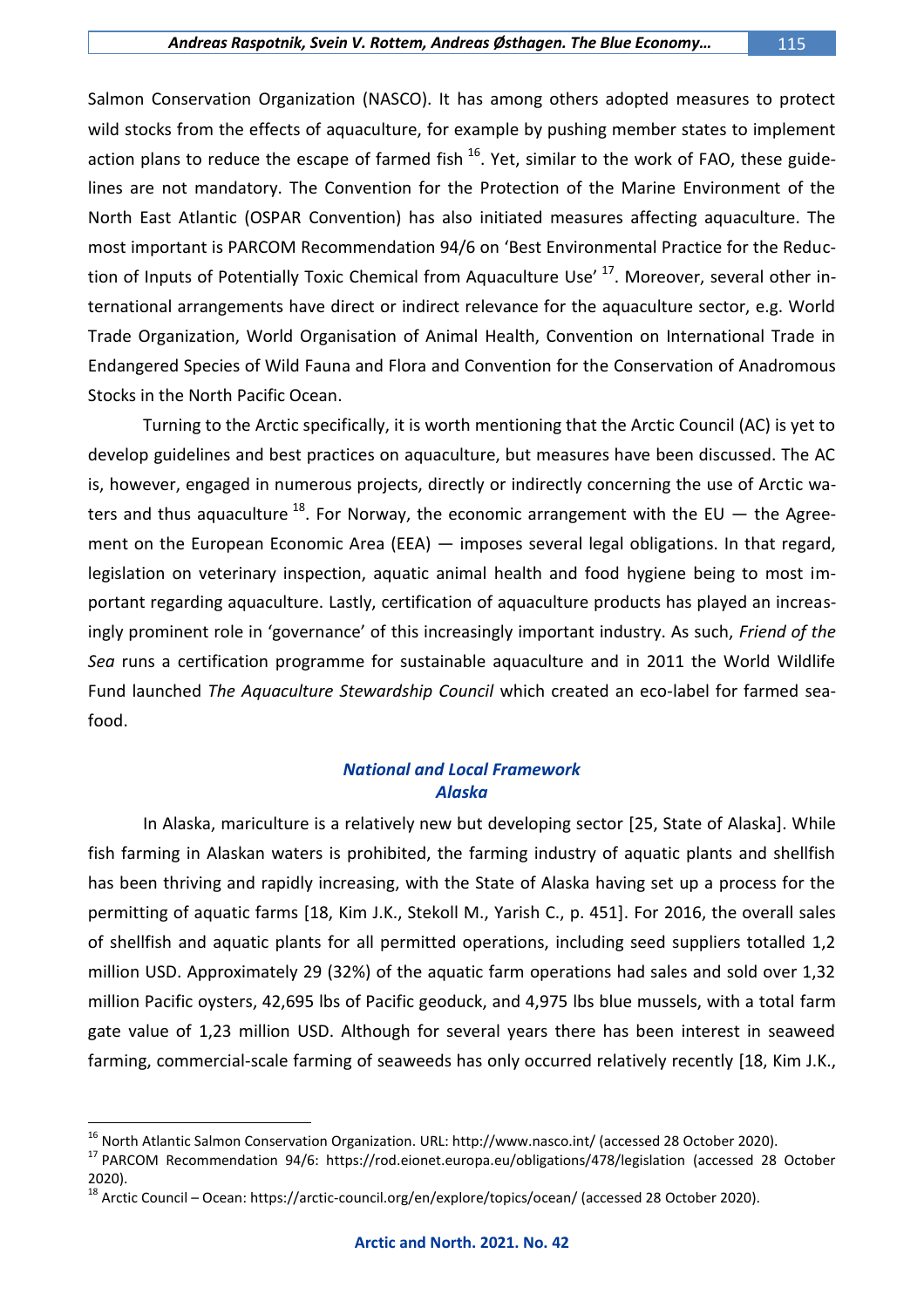Salmon Conservation Organization (NASCO). It has among others adopted measures to protect wild stocks from the effects of aquaculture, for example by pushing member states to implement action plans to reduce the escape of farmed fish [16]. Yet, similar to the work of FAO, these guidelines are not mandatory. The Convention for the Protection of the Marine Environment of the North East Atlantic (OSPAR Convention) has also initiated measures affecting aquaculture. The most important is PARCOM Recommendation 94/6 on 'Best Environmental Practice for the Reduction of Inputs of Potentially Toxic Chemical from Aquaculture Use' [17]. Moreover, several other international arrangements have direct or indirect relevance for the aquaculture sector, e.g. World Trade Organization, World Organisation of Animal Health, Convention on International Trade in Endangered Species of Wild Fauna and Flora and Convention for the Conservation of Anadromous Stocks in the North Pacific Ocean.

Turning to the Arctic specifically, it is worth mentioning that the Arctic Council (AC) is yet to develop guidelines and best practices on aquaculture, but measures have been discussed. The AC is, however, engaged in numerous projects, directly or indirectly concerning the use of Arctic waters and thus aquaculture [18]. For Norway, the economic arrangement with the EU — the Agreement on the European Economic Area (EEA) — imposes several legal obligations. In that regard, legislation on veterinary inspection, aquatic animal health and food hygiene being to most important regarding aquaculture. Lastly, certification of aquaculture products has played an increasingly prominent role in 'governance' of this increasingly important industry. As such, *Friend of the Sea* runs a certification programme for sustainable aquaculture and in 2011 the World Wildlife Fund launched *The Aquaculture Stewardship Council* which created an eco-label for farmed seafood.

## *National and Local Framework*

### *Alaska*

In Alaska, mariculture is a relatively new but developing sector [25, State of Alaska]. While fish farming in Alaskan waters is prohibited, the farming industry of aquatic plants and shellfish has been thriving and rapidly increasing, with the State of Alaska having set up a process for the permitting of aquatic farms [18, Kim J.K., Stekoll M., Yarish C., p. 451]. For 2016, the overall sales of shellfish and aquatic plants for all permitted operations, including seed suppliers totalled 1,2 million USD. Approximately 29 (32%) of the aquatic farm operations had sales and sold over 1,32 million Pacific oysters, 42,695 lbs of Pacific geoduck, and 4,975 lbs blue mussels, with a total farm gate value of 1,23 million USD. Although for several years there has been interest in seaweed farming, commercial-scale farming of seaweeds has only occurred relatively recently [18, Kim J.K.,

---

[16] North Atlantic Salmon Conservation Organization. URL: http://www.nasco.int/ (accessed 28 October 2020).

[17] PARCOM Recommendation 94/6: https://rod.eionet.europa.eu/obligations/478/legislation (accessed 28 October 2020).

[18] Arctic Council – Ocean: https://arctic-council.org/en/explore/topics/ocean/ (accessed 28 October 2020).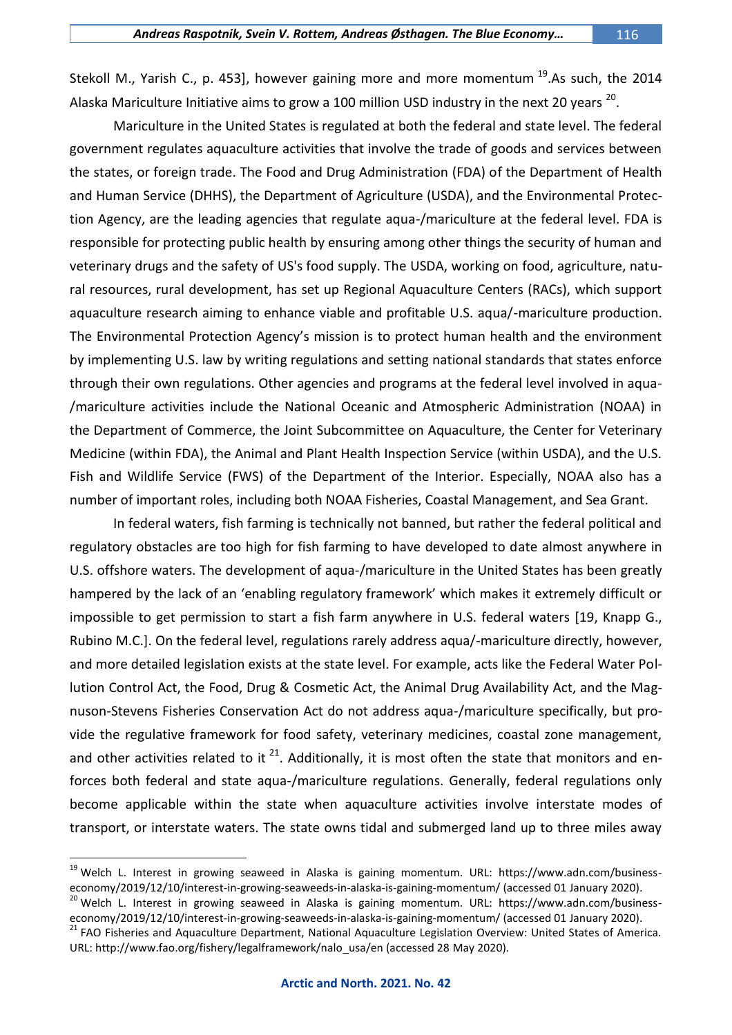Stekoll M., Yarish C., p. 453], however gaining more and more momentum [19].As such, the 2014 Alaska Mariculture Initiative aims to grow a 100 million USD industry in the next 20 years [20].

Mariculture in the United States is regulated at both the federal and state level. The federal government regulates aquaculture activities that involve the trade of goods and services between the states, or foreign trade. The Food and Drug Administration (FDA) of the Department of Health and Human Service (DHHS), the Department of Agriculture (USDA), and the Environmental Protection Agency, are the leading agencies that regulate aqua-/mariculture at the federal level. FDA is responsible for protecting public health by ensuring among other things the security of human and veterinary drugs and the safety of US's food supply. The USDA, working on food, agriculture, natural resources, rural development, has set up Regional Aquaculture Centers (RACs), which support aquaculture research aiming to enhance viable and profitable U.S. aqua/-mariculture production. The Environmental Protection Agency's mission is to protect human health and the environment by implementing U.S. law by writing regulations and setting national standards that states enforce through their own regulations. Other agencies and programs at the federal level involved in aqua-/mariculture activities include the National Oceanic and Atmospheric Administration (NOAA) in the Department of Commerce, the Joint Subcommittee on Aquaculture, the Center for Veterinary Medicine (within FDA), the Animal and Plant Health Inspection Service (within USDA), and the U.S. Fish and Wildlife Service (FWS) of the Department of the Interior. Especially, NOAA also has a number of important roles, including both NOAA Fisheries, Coastal Management, and Sea Grant.

In federal waters, fish farming is technically not banned, but rather the federal political and regulatory obstacles are too high for fish farming to have developed to date almost anywhere in U.S. offshore waters. The development of aqua-/mariculture in the United States has been greatly hampered by the lack of an 'enabling regulatory framework' which makes it extremely difficult or impossible to get permission to start a fish farm anywhere in U.S. federal waters [19, Knapp G., Rubino M.C.]. On the federal level, regulations rarely address aqua/-mariculture directly, however, and more detailed legislation exists at the state level. For example, acts like the Federal Water Pollution Control Act, the Food, Drug & Cosmetic Act, the Animal Drug Availability Act, and the Magnuson-Stevens Fisheries Conservation Act do not address aqua-/mariculture specifically, but provide the regulative framework for food safety, veterinary medicines, coastal zone management, and other activities related to it [21]. Additionally, it is most often the state that monitors and enforces both federal and state aqua-/mariculture regulations. Generally, federal regulations only become applicable within the state when aquaculture activities involve interstate modes of transport, or interstate waters. The state owns tidal and submerged land up to three miles away

---

[19] Welch L. Interest in growing seaweed in Alaska is gaining momentum. URL: https://www.adn.com/business-economy/2019/12/10/interest-in-growing-seaweeds-in-alaska-is-gaining-momentum/ (accessed 01 January 2020).

[20] Welch L. Interest in growing seaweed in Alaska is gaining momentum. URL: https://www.adn.com/business-economy/2019/12/10/interest-in-growing-seaweeds-in-alaska-is-gaining-momentum/ (accessed 01 January 2020).

[21] FAO Fisheries and Aquaculture Department, National Aquaculture Legislation Overview: United States of America. URL: http://www.fao.org/fishery/legalframework/nalo_usa/en (accessed 28 May 2020).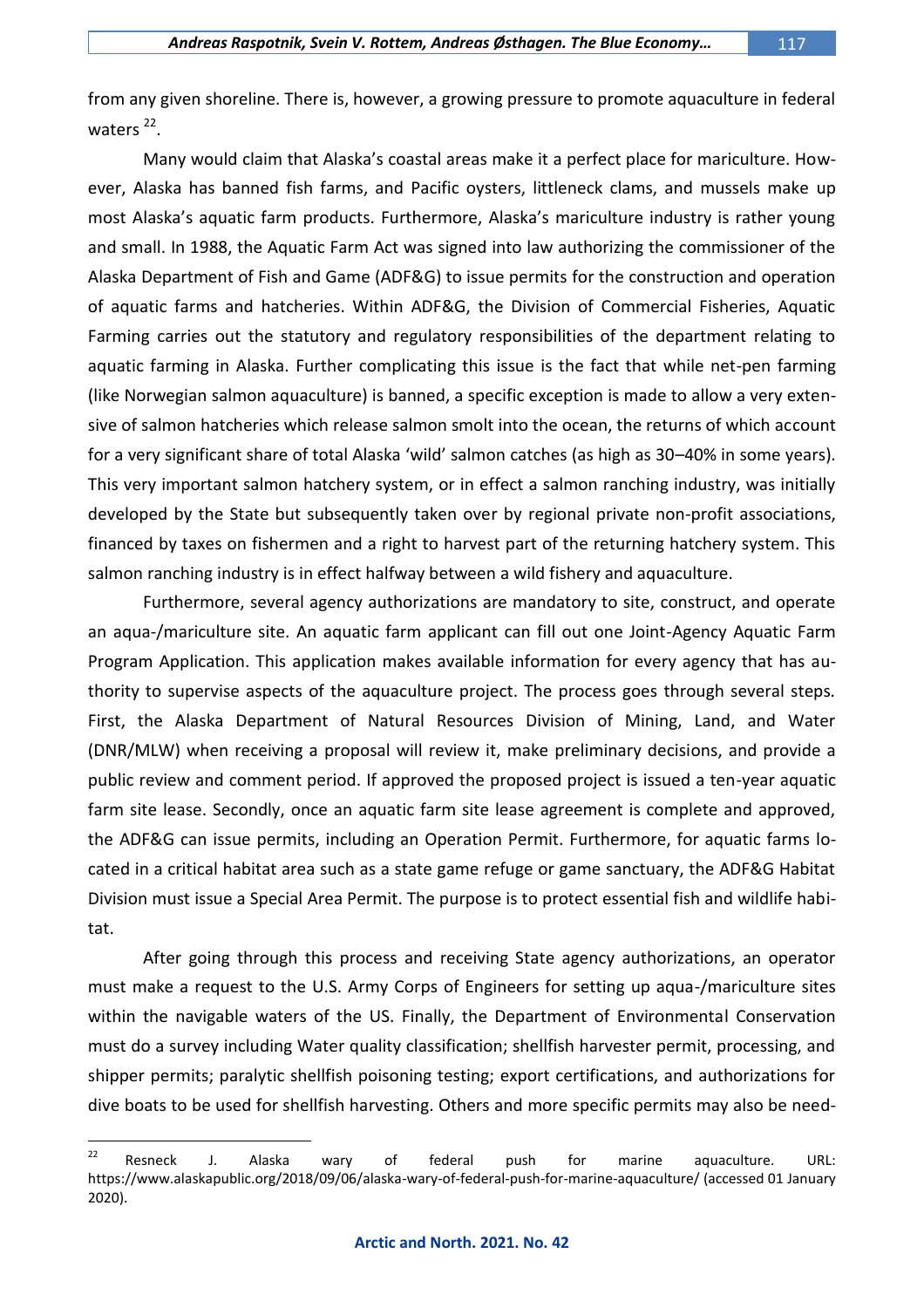from any given shoreline. There is, however, a growing pressure to promote aquaculture in federal waters [22].

Many would claim that Alaska's coastal areas make it a perfect place for mariculture. However, Alaska has banned fish farms, and Pacific oysters, littleneck clams, and mussels make up most Alaska's aquatic farm products. Furthermore, Alaska's mariculture industry is rather young and small. In 1988, the Aquatic Farm Act was signed into law authorizing the commissioner of the Alaska Department of Fish and Game (ADF&G) to issue permits for the construction and operation of aquatic farms and hatcheries. Within ADF&G, the Division of Commercial Fisheries, Aquatic Farming carries out the statutory and regulatory responsibilities of the department relating to aquatic farming in Alaska. Further complicating this issue is the fact that while net-pen farming (like Norwegian salmon aquaculture) is banned, a specific exception is made to allow a very extensive of salmon hatcheries which release salmon smolt into the ocean, the returns of which account for a very significant share of total Alaska 'wild' salmon catches (as high as 30–40% in some years). This very important salmon hatchery system, or in effect a salmon ranching industry, was initially developed by the State but subsequently taken over by regional private non-profit associations, financed by taxes on fishermen and a right to harvest part of the returning hatchery system. This salmon ranching industry is in effect halfway between a wild fishery and aquaculture.

Furthermore, several agency authorizations are mandatory to site, construct, and operate an aqua-/mariculture site. An aquatic farm applicant can fill out one Joint-Agency Aquatic Farm Program Application. This application makes available information for every agency that has authority to supervise aspects of the aquaculture project. The process goes through several steps. First, the Alaska Department of Natural Resources Division of Mining, Land, and Water (DNR/MLW) when receiving a proposal will review it, make preliminary decisions, and provide a public review and comment period. If approved the proposed project is issued a ten-year aquatic farm site lease. Secondly, once an aquatic farm site lease agreement is complete and approved, the ADF&G can issue permits, including an Operation Permit. Furthermore, for aquatic farms located in a critical habitat area such as a state game refuge or game sanctuary, the ADF&G Habitat Division must issue a Special Area Permit. The purpose is to protect essential fish and wildlife habitat.

After going through this process and receiving State agency authorizations, an operator must make a request to the U.S. Army Corps of Engineers for setting up aqua-/mariculture sites within the navigable waters of the US. Finally, the Department of Environmental Conservation must do a survey including Water quality classification; shellfish harvester permit, processing, and shipper permits; paralytic shellfish poisoning testing; export certifications, and authorizations for dive boats to be used for shellfish harvesting. Others and more specific permits may also be need-

[22] Resneck J. Alaska wary of federal push for marine aquaculture. URL: https://www.alaskapublic.org/2018/09/06/alaska-wary-of-federal-push-for-marine-aquaculture/ (accessed 01 January 2020).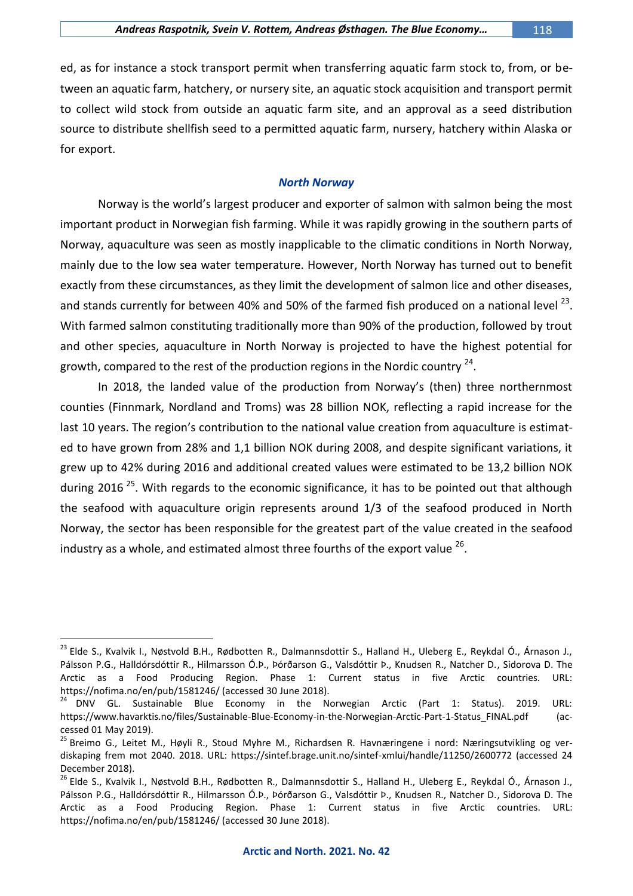ed, as for instance a stock transport permit when transferring aquatic farm stock to, from, or between an aquatic farm, hatchery, or nursery site, an aquatic stock acquisition and transport permit to collect wild stock from outside an aquatic farm site, and an approval as a seed distribution source to distribute shellfish seed to a permitted aquatic farm, nursery, hatchery within Alaska or for export.

### *North Norway*

Norway is the world's largest producer and exporter of salmon with salmon being the most important product in Norwegian fish farming. While it was rapidly growing in the southern parts of Norway, aquaculture was seen as mostly inapplicable to the climatic conditions in North Norway, mainly due to the low sea water temperature. However, North Norway has turned out to benefit exactly from these circumstances, as they limit the development of salmon lice and other diseases, and stands currently for between 40% and 50% of the farmed fish produced on a national level [23]. With farmed salmon constituting traditionally more than 90% of the production, followed by trout and other species, aquaculture in North Norway is projected to have the highest potential for growth, compared to the rest of the production regions in the Nordic country [24].

In 2018, the landed value of the production from Norway's (then) three northernmost counties (Finnmark, Nordland and Troms) was 28 billion NOK, reflecting a rapid increase for the last 10 years. The region's contribution to the national value creation from aquaculture is estimated to have grown from 28% and 1,1 billion NOK during 2008, and despite significant variations, it grew up to 42% during 2016 and additional created values were estimated to be 13,2 billion NOK during 2016 [25]. With regards to the economic significance, it has to be pointed out that although the seafood with aquaculture origin represents around 1/3 of the seafood produced in North Norway, the sector has been responsible for the greatest part of the value created in the seafood industry as a whole, and estimated almost three fourths of the export value [26].

---

[23] Elde S., Kvalvik I., Nøstvold B.H., Rødbotten R., Dalmannsdottir S., Halland H., Uleberg E., Reykdal Ó., Árnason J., Pálsson P.G., Halldórsdóttir R., Hilmarsson Ó.Þ., Þórðarson G., Valsdóttir Þ., Knudsen R., Natcher D., Sidorova D. The Arctic as a Food Producing Region. Phase 1: Current status in five Arctic countries. URL: https://nofima.no/en/pub/1581246/ (accessed 30 June 2018).

[24] DNV GL. Sustainable Blue Economy in the Norwegian Arctic (Part 1: Status). 2019. URL: https://www.havarktis.no/files/Sustainable-Blue-Economy-in-the-Norwegian-Arctic-Part-1-Status_FINAL.pdf (accessed 01 May 2019).

[25] Breimo G., Leitet M., Høyli R., Stoud Myhre M., Richardsen R. Havnæringene i nord: Næringsutvikling og verdiskaping frem mot 2040. 2018. URL: https://sintef.brage.unit.no/sintef-xmlui/handle/11250/2600772 (accessed 24 December 2018).

[26] Elde S., Kvalvik I., Nøstvold B.H., Rødbotten R., Dalmannsdottir S., Halland H., Uleberg E., Reykdal Ó., Árnason J., Pálsson P.G., Halldórsdóttir R., Hilmarsson Ó.Þ., Þórðarson G., Valsdóttir Þ., Knudsen R., Natcher D., Sidorova D. The Arctic as a Food Producing Region. Phase 1: Current status in five Arctic countries. URL: https://nofima.no/en/pub/1581246/ (accessed 30 June 2018).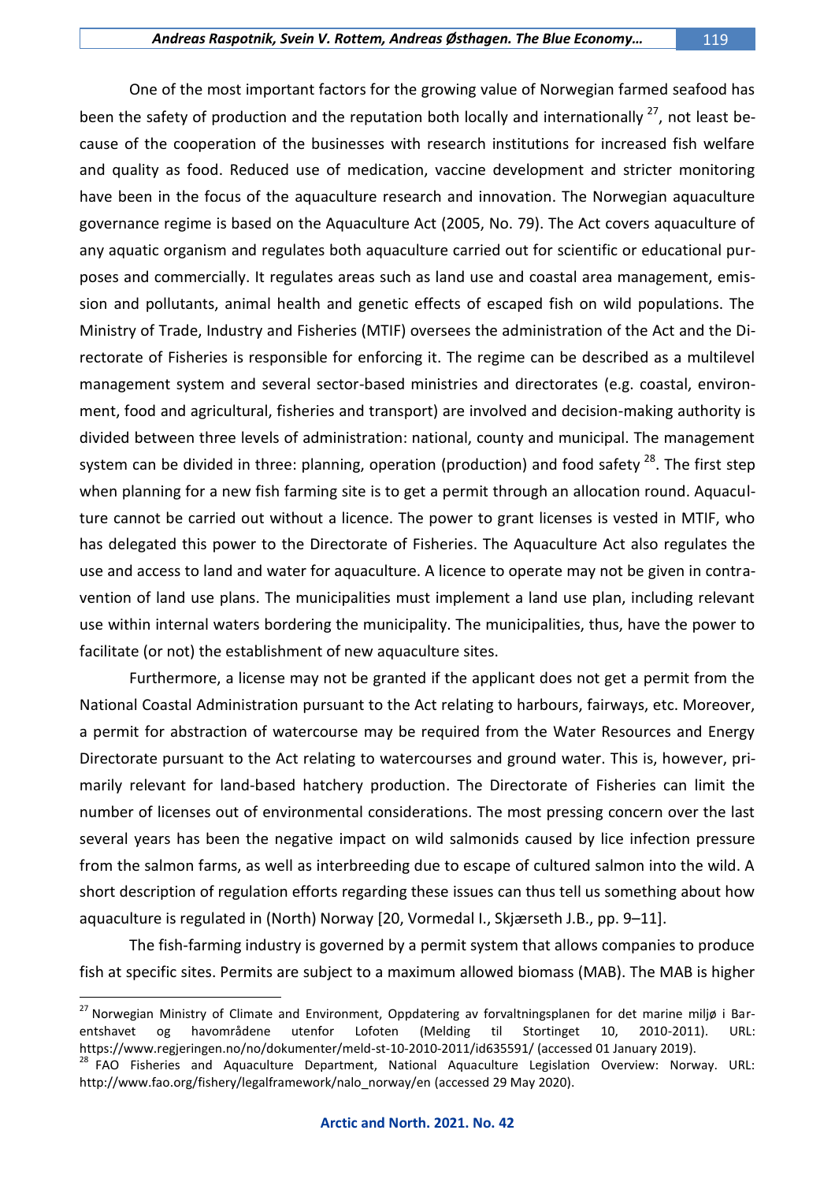One of the most important factors for the growing value of Norwegian farmed seafood has been the safety of production and the reputation both locally and internationally [27], not least because of the cooperation of the businesses with research institutions for increased fish welfare and quality as food. Reduced use of medication, vaccine development and stricter monitoring have been in the focus of the aquaculture research and innovation. The Norwegian aquaculture governance regime is based on the Aquaculture Act (2005, No. 79). The Act covers aquaculture of any aquatic organism and regulates both aquaculture carried out for scientific or educational purposes and commercially. It regulates areas such as land use and coastal area management, emission and pollutants, animal health and genetic effects of escaped fish on wild populations. The Ministry of Trade, Industry and Fisheries (MTIF) oversees the administration of the Act and the Directorate of Fisheries is responsible for enforcing it. The regime can be described as a multilevel management system and several sector-based ministries and directorates (e.g. coastal, environment, food and agricultural, fisheries and transport) are involved and decision-making authority is divided between three levels of administration: national, county and municipal. The management system can be divided in three: planning, operation (production) and food safety [28]. The first step when planning for a new fish farming site is to get a permit through an allocation round. Aquaculture cannot be carried out without a licence. The power to grant licenses is vested in MTIF, who has delegated this power to the Directorate of Fisheries. The Aquaculture Act also regulates the use and access to land and water for aquaculture. A licence to operate may not be given in contravention of land use plans. The municipalities must implement a land use plan, including relevant use within internal waters bordering the municipality. The municipalities, thus, have the power to facilitate (or not) the establishment of new aquaculture sites.

Furthermore, a license may not be granted if the applicant does not get a permit from the National Coastal Administration pursuant to the Act relating to harbours, fairways, etc. Moreover, a permit for abstraction of watercourse may be required from the Water Resources and Energy Directorate pursuant to the Act relating to watercourses and ground water. This is, however, primarily relevant for land-based hatchery production. The Directorate of Fisheries can limit the number of licenses out of environmental considerations. The most pressing concern over the last several years has been the negative impact on wild salmonids caused by lice infection pressure from the salmon farms, as well as interbreeding due to escape of cultured salmon into the wild. A short description of regulation efforts regarding these issues can thus tell us something about how aquaculture is regulated in (North) Norway [20, Vormedal I., Skjærseth J.B., pp. 9–11].

The fish-farming industry is governed by a permit system that allows companies to produce fish at specific sites. Permits are subject to a maximum allowed biomass (MAB). The MAB is higher

---

[27] Norwegian Ministry of Climate and Environment, Oppdatering av forvaltningsplanen for det marine miljø i Barentshavet og havområdene utenfor Lofoten (Melding til Stortinget 10, 2010-2011). URL: https://www.regjeringen.no/no/dokumenter/meld-st-10-2010-2011/id635591/ (accessed 01 January 2019).

[28] FAO Fisheries and Aquaculture Department, National Aquaculture Legislation Overview: Norway. URL: http://www.fao.org/fishery/legalframework/nalo_norway/en (accessed 29 May 2020).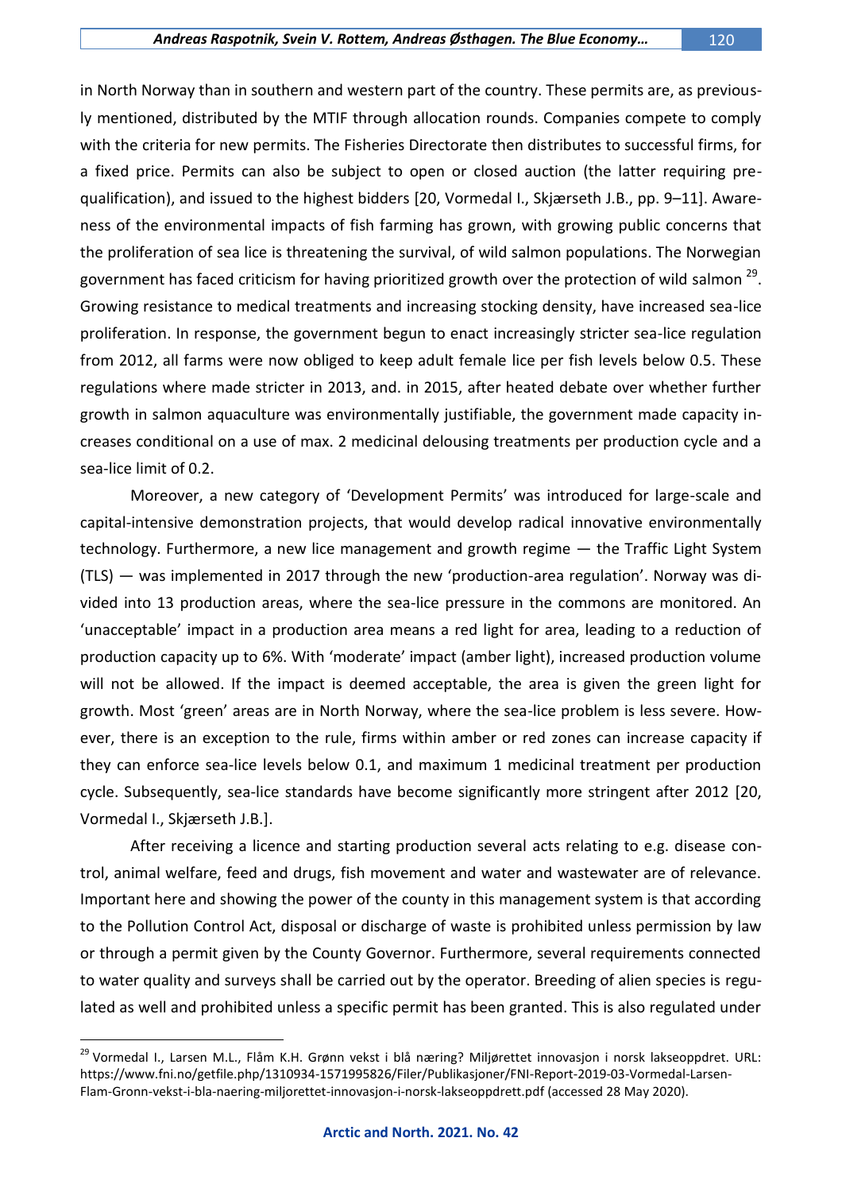in North Norway than in southern and western part of the country. These permits are, as previously mentioned, distributed by the MTIF through allocation rounds. Companies compete to comply with the criteria for new permits. The Fisheries Directorate then distributes to successful firms, for a fixed price. Permits can also be subject to open or closed auction (the latter requiring prequalification), and issued to the highest bidders [20, Vormedal I., Skjærseth J.B., pp. 9–11]. Awareness of the environmental impacts of fish farming has grown, with growing public concerns that the proliferation of sea lice is threatening the survival, of wild salmon populations. The Norwegian government has faced criticism for having prioritized growth over the protection of wild salmon [29]. Growing resistance to medical treatments and increasing stocking density, have increased sea-lice proliferation. In response, the government begun to enact increasingly stricter sea-lice regulation from 2012, all farms were now obliged to keep adult female lice per fish levels below 0.5. These regulations where made stricter in 2013, and. in 2015, after heated debate over whether further growth in salmon aquaculture was environmentally justifiable, the government made capacity increases conditional on a use of max. 2 medicinal delousing treatments per production cycle and a sea-lice limit of 0.2.

Moreover, a new category of 'Development Permits' was introduced for large-scale and capital-intensive demonstration projects, that would develop radical innovative environmentally technology. Furthermore, a new lice management and growth regime — the Traffic Light System (TLS) — was implemented in 2017 through the new 'production-area regulation'. Norway was divided into 13 production areas, where the sea-lice pressure in the commons are monitored. An 'unacceptable' impact in a production area means a red light for area, leading to a reduction of production capacity up to 6%. With 'moderate' impact (amber light), increased production volume will not be allowed. If the impact is deemed acceptable, the area is given the green light for growth. Most 'green' areas are in North Norway, where the sea-lice problem is less severe. However, there is an exception to the rule, firms within amber or red zones can increase capacity if they can enforce sea-lice levels below 0.1, and maximum 1 medicinal treatment per production cycle. Subsequently, sea-lice standards have become significantly more stringent after 2012 [20, Vormedal I., Skjærseth J.B.].

After receiving a licence and starting production several acts relating to e.g. disease control, animal welfare, feed and drugs, fish movement and water and wastewater are of relevance. Important here and showing the power of the county in this management system is that according to the Pollution Control Act, disposal or discharge of waste is prohibited unless permission by law or through a permit given by the County Governor. Furthermore, several requirements connected to water quality and surveys shall be carried out by the operator. Breeding of alien species is regulated as well and prohibited unless a specific permit has been granted. This is also regulated under

---

[29] Vormedal I., Larsen M.L., Flåm K.H. Grønn vekst i blå næring? Miljørettet innovasjon i norsk lakseoppdret. URL: https://www.fni.no/getfile.php/1310934-1571995826/Filer/Publikasjoner/FNI-Report-2019-03-Vormedal-Larsen-Flam-Gronn-vekst-i-bla-naering-miljorettet-innovasjon-i-norsk-lakseoppdrett.pdf (accessed 28 May 2020).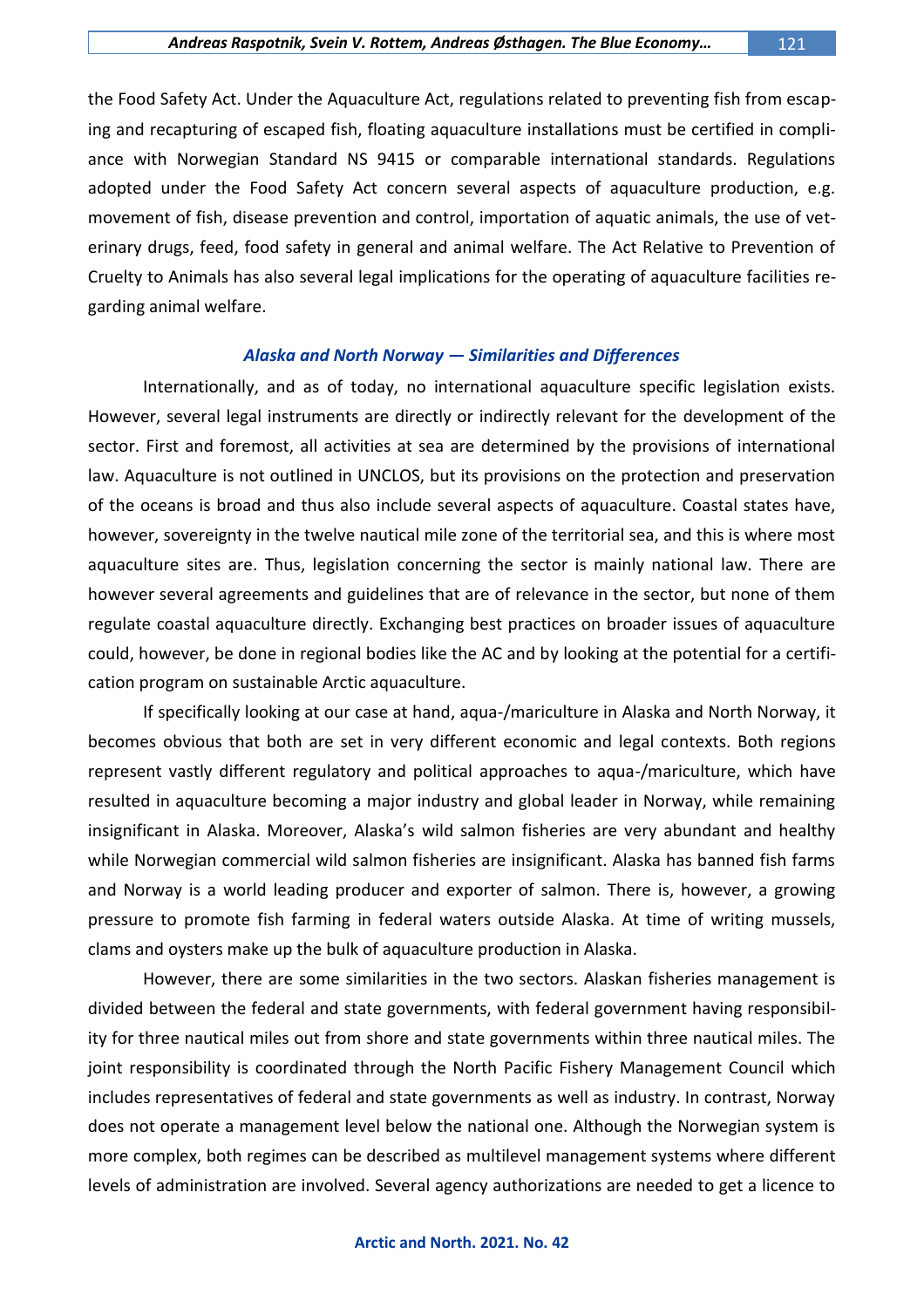the Food Safety Act. Under the Aquaculture Act, regulations related to preventing fish from escaping and recapturing of escaped fish, floating aquaculture installations must be certified in compliance with Norwegian Standard NS 9415 or comparable international standards. Regulations adopted under the Food Safety Act concern several aspects of aquaculture production, e.g. movement of fish, disease prevention and control, importation of aquatic animals, the use of veterinary drugs, feed, food safety in general and animal welfare. The Act Relative to Prevention of Cruelty to Animals has also several legal implications for the operating of aquaculture facilities regarding animal welfare.

### *Alaska and North Norway — Similarities and Differences*

Internationally, and as of today, no international aquaculture specific legislation exists. However, several legal instruments are directly or indirectly relevant for the development of the sector. First and foremost, all activities at sea are determined by the provisions of international law. Aquaculture is not outlined in UNCLOS, but its provisions on the protection and preservation of the oceans is broad and thus also include several aspects of aquaculture. Coastal states have, however, sovereignty in the twelve nautical mile zone of the territorial sea, and this is where most aquaculture sites are. Thus, legislation concerning the sector is mainly national law. There are however several agreements and guidelines that are of relevance in the sector, but none of them regulate coastal aquaculture directly. Exchanging best practices on broader issues of aquaculture could, however, be done in regional bodies like the AC and by looking at the potential for a certification program on sustainable Arctic aquaculture.

If specifically looking at our case at hand, aqua-/mariculture in Alaska and North Norway, it becomes obvious that both are set in very different economic and legal contexts. Both regions represent vastly different regulatory and political approaches to aqua-/mariculture, which have resulted in aquaculture becoming a major industry and global leader in Norway, while remaining insignificant in Alaska. Moreover, Alaska's wild salmon fisheries are very abundant and healthy while Norwegian commercial wild salmon fisheries are insignificant. Alaska has banned fish farms and Norway is a world leading producer and exporter of salmon. There is, however, a growing pressure to promote fish farming in federal waters outside Alaska. At time of writing mussels, clams and oysters make up the bulk of aquaculture production in Alaska.

However, there are some similarities in the two sectors. Alaskan fisheries management is divided between the federal and state governments, with federal government having responsibility for three nautical miles out from shore and state governments within three nautical miles. The joint responsibility is coordinated through the North Pacific Fishery Management Council which includes representatives of federal and state governments as well as industry. In contrast, Norway does not operate a management level below the national one. Although the Norwegian system is more complex, both regimes can be described as multilevel management systems where different levels of administration are involved. Several agency authorizations are needed to get a licence to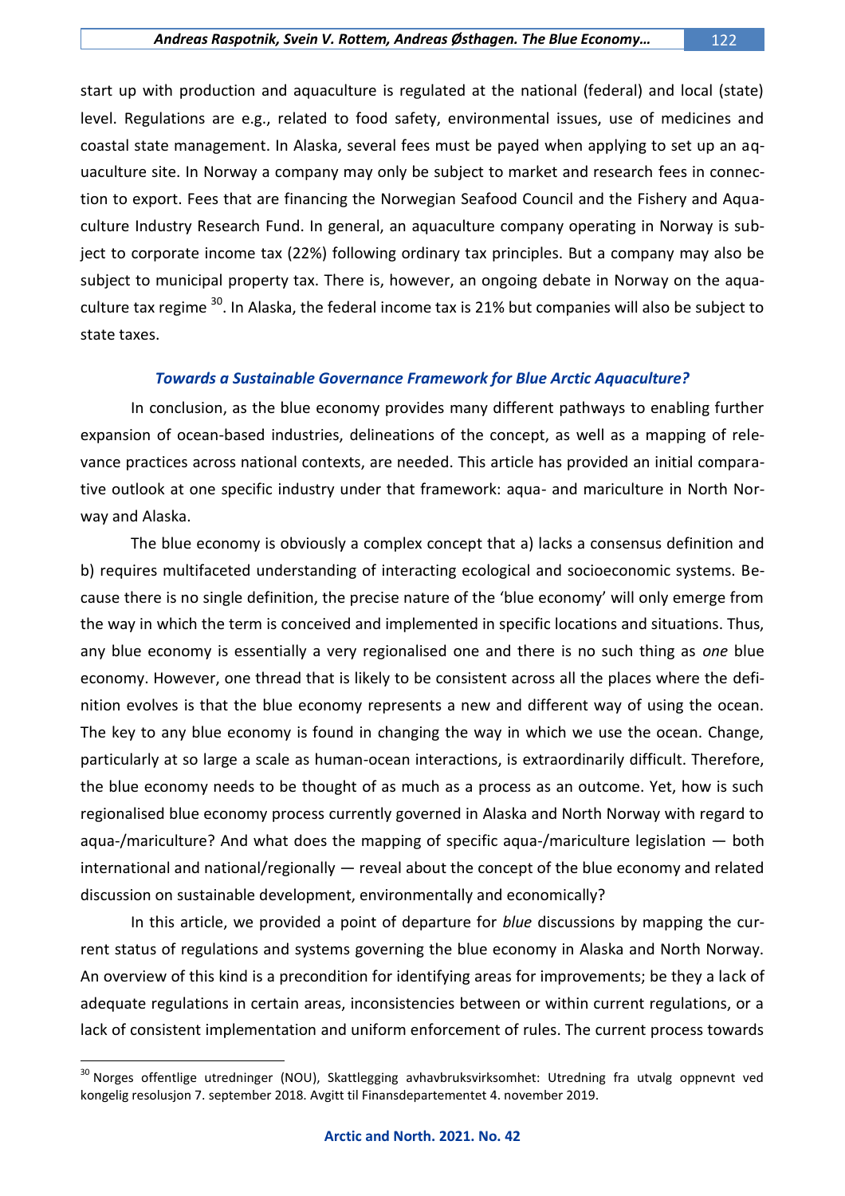start up with production and aquaculture is regulated at the national (federal) and local (state) level. Regulations are e.g., related to food safety, environmental issues, use of medicines and coastal state management. In Alaska, several fees must be payed when applying to set up an aquaculture site. In Norway a company may only be subject to market and research fees in connection to export. Fees that are financing the Norwegian Seafood Council and the Fishery and Aquaculture Industry Research Fund. In general, an aquaculture company operating in Norway is subject to corporate income tax (22%) following ordinary tax principles. But a company may also be subject to municipal property tax. There is, however, an ongoing debate in Norway on the aquaculture tax regime [30]. In Alaska, the federal income tax is 21% but companies will also be subject to state taxes.

## *Towards a Sustainable Governance Framework for Blue Arctic Aquaculture?*

In conclusion, as the blue economy provides many different pathways to enabling further expansion of ocean-based industries, delineations of the concept, as well as a mapping of relevance practices across national contexts, are needed. This article has provided an initial comparative outlook at one specific industry under that framework: aqua- and mariculture in North Norway and Alaska.

The blue economy is obviously a complex concept that a) lacks a consensus definition and b) requires multifaceted understanding of interacting ecological and socioeconomic systems. Because there is no single definition, the precise nature of the 'blue economy' will only emerge from the way in which the term is conceived and implemented in specific locations and situations. Thus, any blue economy is essentially a very regionalised one and there is no such thing as *one* blue economy. However, one thread that is likely to be consistent across all the places where the definition evolves is that the blue economy represents a new and different way of using the ocean. The key to any blue economy is found in changing the way in which we use the ocean. Change, particularly at so large a scale as human-ocean interactions, is extraordinarily difficult. Therefore, the blue economy needs to be thought of as much as a process as an outcome. Yet, how is such regionalised blue economy process currently governed in Alaska and North Norway with regard to aqua-/mariculture? And what does the mapping of specific aqua-/mariculture legislation — both international and national/regionally — reveal about the concept of the blue economy and related discussion on sustainable development, environmentally and economically?

In this article, we provided a point of departure for *blue* discussions by mapping the current status of regulations and systems governing the blue economy in Alaska and North Norway. An overview of this kind is a precondition for identifying areas for improvements; be they a lack of adequate regulations in certain areas, inconsistencies between or within current regulations, or a lack of consistent implementation and uniform enforcement of rules. The current process towards

---

[30] Norges offentlige utredninger (NOU), Skattlegging avhavbruksvirksomhet: Utredning fra utvalg oppnevnt ved kongelig resolusjon 7. september 2018. Avgitt til Finansdepartementet 4. november 2019.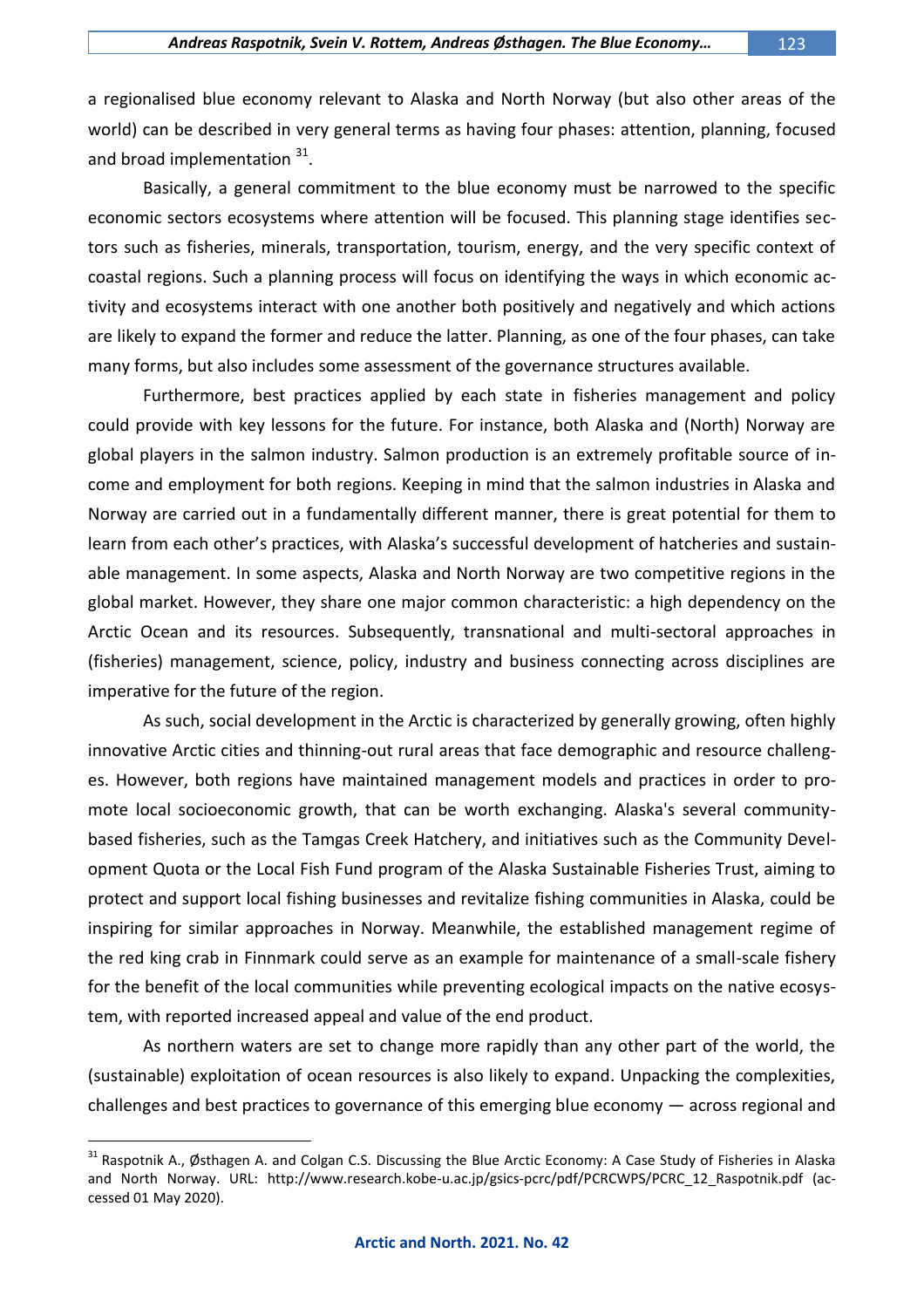a regionalised blue economy relevant to Alaska and North Norway (but also other areas of the world) can be described in very general terms as having four phases: attention, planning, focused and broad implementation [31].

Basically, a general commitment to the blue economy must be narrowed to the specific economic sectors ecosystems where attention will be focused. This planning stage identifies sectors such as fisheries, minerals, transportation, tourism, energy, and the very specific context of coastal regions. Such a planning process will focus on identifying the ways in which economic activity and ecosystems interact with one another both positively and negatively and which actions are likely to expand the former and reduce the latter. Planning, as one of the four phases, can take many forms, but also includes some assessment of the governance structures available.

Furthermore, best practices applied by each state in fisheries management and policy could provide with key lessons for the future. For instance, both Alaska and (North) Norway are global players in the salmon industry. Salmon production is an extremely profitable source of income and employment for both regions. Keeping in mind that the salmon industries in Alaska and Norway are carried out in a fundamentally different manner, there is great potential for them to learn from each other's practices, with Alaska's successful development of hatcheries and sustainable management. In some aspects, Alaska and North Norway are two competitive regions in the global market. However, they share one major common characteristic: a high dependency on the Arctic Ocean and its resources. Subsequently, transnational and multi-sectoral approaches in (fisheries) management, science, policy, industry and business connecting across disciplines are imperative for the future of the region.

As such, social development in the Arctic is characterized by generally growing, often highly innovative Arctic cities and thinning-out rural areas that face demographic and resource challenges. However, both regions have maintained management models and practices in order to promote local socioeconomic growth, that can be worth exchanging. Alaska's several community-based fisheries, such as the Tamgas Creek Hatchery, and initiatives such as the Community Development Quota or the Local Fish Fund program of the Alaska Sustainable Fisheries Trust, aiming to protect and support local fishing businesses and revitalize fishing communities in Alaska, could be inspiring for similar approaches in Norway. Meanwhile, the established management regime of the red king crab in Finnmark could serve as an example for maintenance of a small-scale fishery for the benefit of the local communities while preventing ecological impacts on the native ecosystem, with reported increased appeal and value of the end product.

As northern waters are set to change more rapidly than any other part of the world, the (sustainable) exploitation of ocean resources is also likely to expand. Unpacking the complexities, challenges and best practices to governance of this emerging blue economy — across regional and

---

[31] Raspotnik A., Østhagen A. and Colgan C.S. Discussing the Blue Arctic Economy: A Case Study of Fisheries in Alaska and North Norway. URL: http://www.research.kobe-u.ac.jp/gsics-pcrc/pdf/PCRCWPS/PCRC_12_Raspotnik.pdf (accessed 01 May 2020).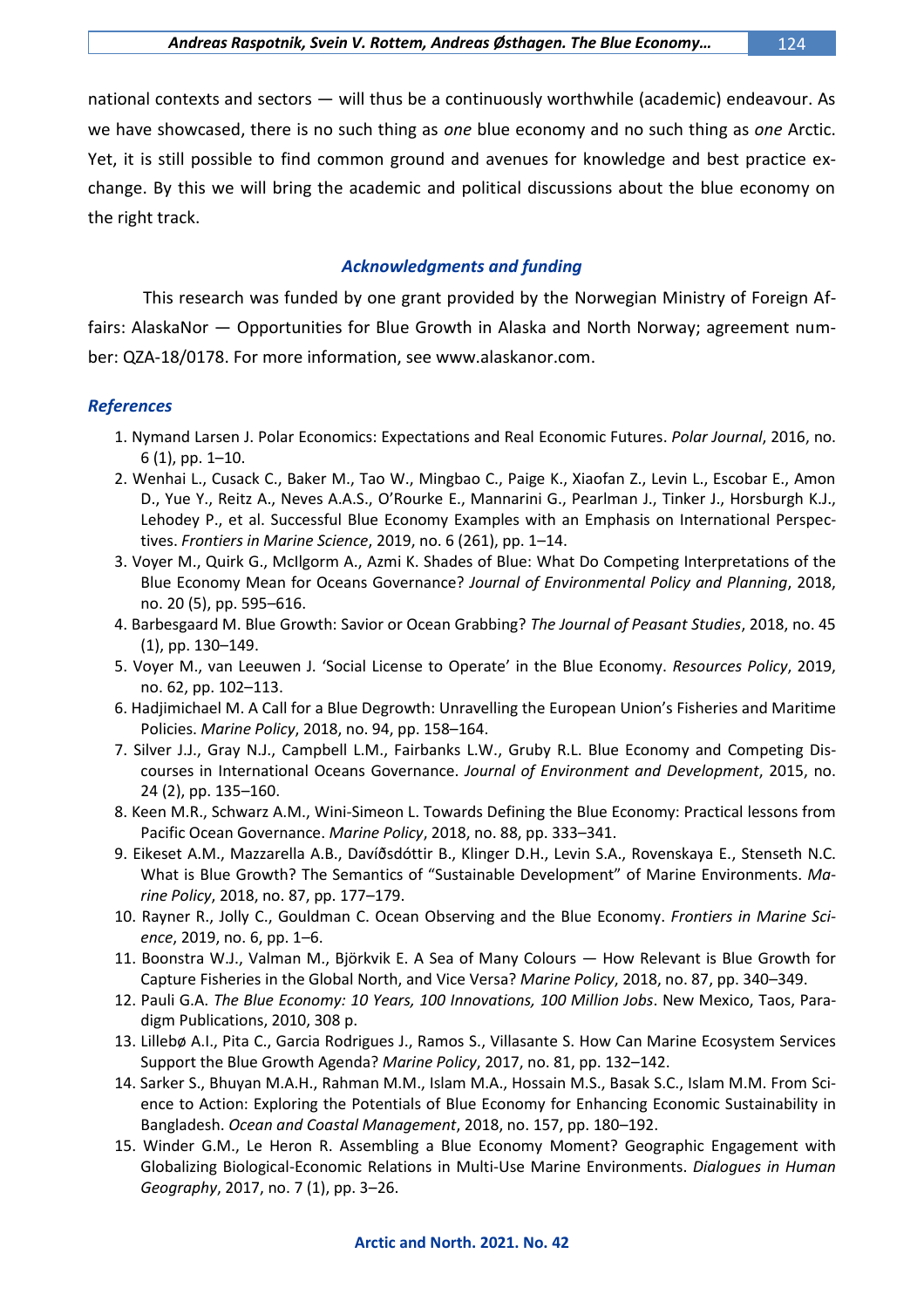national contexts and sectors — will thus be a continuously worthwhile (academic) endeavour. As we have showcased, there is no such thing as *one* blue economy and no such thing as *one* Arctic. Yet, it is still possible to find common ground and avenues for knowledge and best practice exchange. By this we will bring the academic and political discussions about the blue economy on the right track.

### Acknowledgments and funding

This research was funded by one grant provided by the Norwegian Ministry of Foreign Affairs: AlaskaNor — Opportunities for Blue Growth in Alaska and North Norway; agreement number: QZA-18/0178. For more information, see www.alaskanor.com.

## References

1. Nymand Larsen J. Polar Economics: Expectations and Real Economic Futures. *Polar Journal*, 2016, no. 6 (1), pp. 1–10.
2. Wenhai L., Cusack C., Baker M., Tao W., Mingbao C., Paige K., Xiaofan Z., Levin L., Escobar E., Amon D., Yue Y., Reitz A., Neves A.A.S., O'Rourke E., Mannarini G., Pearlman J., Tinker J., Horsburgh K.J., Lehodey P., et al. Successful Blue Economy Examples with an Emphasis on International Perspectives. *Frontiers in Marine Science*, 2019, no. 6 (261), pp. 1–14.
3. Voyer M., Quirk G., McIlgorm A., Azmi K. Shades of Blue: What Do Competing Interpretations of the Blue Economy Mean for Oceans Governance? *Journal of Environmental Policy and Planning*, 2018, no. 20 (5), pp. 595–616.
4. Barbesgaard M. Blue Growth: Savior or Ocean Grabbing? *The Journal of Peasant Studies*, 2018, no. 45 (1), pp. 130–149.
5. Voyer M., van Leeuwen J. 'Social License to Operate' in the Blue Economy. *Resources Policy*, 2019, no. 62, pp. 102–113.
6. Hadjimichael M. A Call for a Blue Degrowth: Unravelling the European Union's Fisheries and Maritime Policies. *Marine Policy*, 2018, no. 94, pp. 158–164.
7. Silver J.J., Gray N.J., Campbell L.M., Fairbanks L.W., Gruby R.L. Blue Economy and Competing Discourses in International Oceans Governance. *Journal of Environment and Development*, 2015, no. 24 (2), pp. 135–160.
8. Keen M.R., Schwarz A.M., Wini-Simeon L. Towards Defining the Blue Economy: Practical lessons from Pacific Ocean Governance. *Marine Policy*, 2018, no. 88, pp. 333–341.
9. Eikeset A.M., Mazzarella A.B., Davíðsdóttir B., Klinger D.H., Levin S.A., Rovenskaya E., Stenseth N.C. What is Blue Growth? The Semantics of "Sustainable Development" of Marine Environments. *Marine Policy*, 2018, no. 87, pp. 177–179.
10. Rayner R., Jolly C., Gouldman C. Ocean Observing and the Blue Economy. *Frontiers in Marine Science*, 2019, no. 6, pp. 1–6.
11. Boonstra W.J., Valman M., Björkvik E. A Sea of Many Colours — How Relevant is Blue Growth for Capture Fisheries in the Global North, and Vice Versa? *Marine Policy*, 2018, no. 87, pp. 340–349.
12. Pauli G.A. *The Blue Economy: 10 Years, 100 Innovations, 100 Million Jobs*. New Mexico, Taos, Paradigm Publications, 2010, 308 p.
13. Lillebø A.I., Pita C., Garcia Rodrigues J., Ramos S., Villasante S. How Can Marine Ecosystem Services Support the Blue Growth Agenda? *Marine Policy*, 2017, no. 81, pp. 132–142.
14. Sarker S., Bhuyan M.A.H., Rahman M.M., Islam M.A., Hossain M.S., Basak S.C., Islam M.M. From Science to Action: Exploring the Potentials of Blue Economy for Enhancing Economic Sustainability in Bangladesh. *Ocean and Coastal Management*, 2018, no. 157, pp. 180–192.
15. Winder G.M., Le Heron R. Assembling a Blue Economy Moment? Geographic Engagement with Globalizing Biological-Economic Relations in Multi-Use Marine Environments. *Dialogues in Human Geography*, 2017, no. 7 (1), pp. 3–26.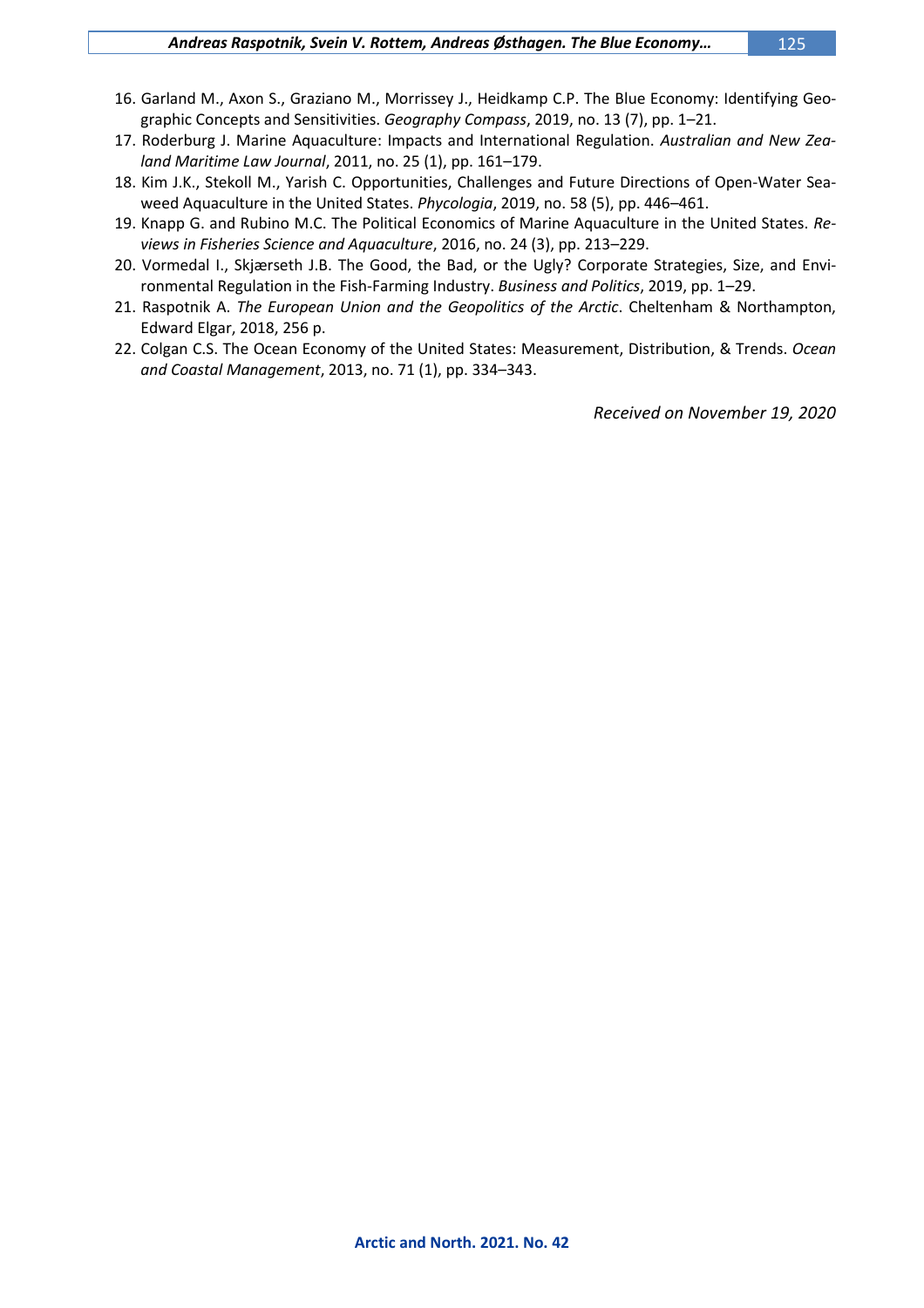16. Garland M., Axon S., Graziano M., Morrissey J., Heidkamp C.P. The Blue Economy: Identifying Geographic Concepts and Sensitivities. *Geography Compass*, 2019, no. 13 (7), pp. 1–21.
17. Roderburg J. Marine Aquaculture: Impacts and International Regulation. *Australian and New Zealand Maritime Law Journal*, 2011, no. 25 (1), pp. 161–179.
18. Kim J.K., Stekoll M., Yarish C. Opportunities, Challenges and Future Directions of Open-Water Seaweed Aquaculture in the United States. *Phycologia*, 2019, no. 58 (5), pp. 446–461.
19. Knapp G. and Rubino M.C. The Political Economics of Marine Aquaculture in the United States. *Reviews in Fisheries Science and Aquaculture*, 2016, no. 24 (3), pp. 213–229.
20. Vormedal I., Skjærseth J.B. The Good, the Bad, or the Ugly? Corporate Strategies, Size, and Environmental Regulation in the Fish-Farming Industry. *Business and Politics*, 2019, pp. 1–29.
21. Raspotnik A. *The European Union and the Geopolitics of the Arctic*. Cheltenham & Northampton, Edward Elgar, 2018, 256 p.
22. Colgan C.S. The Ocean Economy of the United States: Measurement, Distribution, & Trends. *Ocean and Coastal Management*, 2013, no. 71 (1), pp. 334–343.

*Received on November 19, 2020*